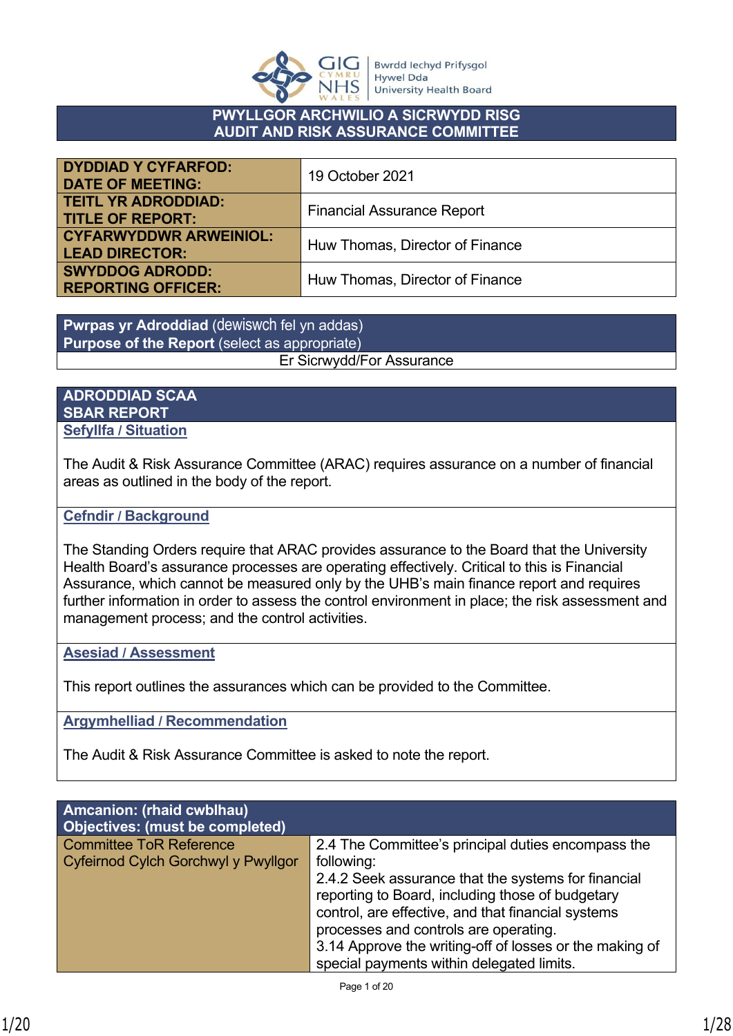# PWYLLGOR ARCHWILIO A SICRWYDD RISG
# AUDIT AND RISK ASSURANCE COMMITTEE

| | |
|---|---|
| **DYDDIAD Y CYFARFOD: DATE OF MEETING:** | 19 October 2021 |
| **TEITL YR ADRODDIAD: TITLE OF REPORT:** | Financial Assurance Report |
| **CYFARWYDDWR ARWEINIOL: LEAD DIRECTOR:** | Huw Thomas, Director of Finance |
| **SWYDDOG ADRODD: REPORTING OFFICER:** | Huw Thomas, Director of Finance |

**Pwrpas yr Adroddiad** (dewiswch fel yn addas)
**Purpose of the Report** (select as appropriate)

Er Sicrwydd/For Assurance

## ADRODDIAD SCAA
## SBAR REPORT

**Sefyllfa / Situation**

The Audit & Risk Assurance Committee (ARAC) requires assurance on a number of financial areas as outlined in the body of the report.

**Cefndir / Background**

The Standing Orders require that ARAC provides assurance to the Board that the University Health Board's assurance processes are operating effectively. Critical to this is Financial Assurance, which cannot be measured only by the UHB's main finance report and requires further information in order to assess the control environment in place; the risk assessment and management process; and the control activities.

**Asesiad / Assessment**

This report outlines the assurances which can be provided to the Committee.

**Argymhelliad / Recommendation**

The Audit & Risk Assurance Committee is asked to note the report.

**Amcanion: (rhaid cwblhau)**
**Objectives: (must be completed)**

| | |
|---|---|
| Committee ToR Reference<br>Cyfeirnod Cylch Gorchwyl y Pwyllgor | 2.4 The Committee's principal duties encompass the following:<br>2.4.2 Seek assurance that the systems for financial reporting to Board, including those of budgetary control, are effective, and that financial systems processes and controls are operating.<br>3.14 Approve the writing-off of losses or the making of special payments within delegated limits. |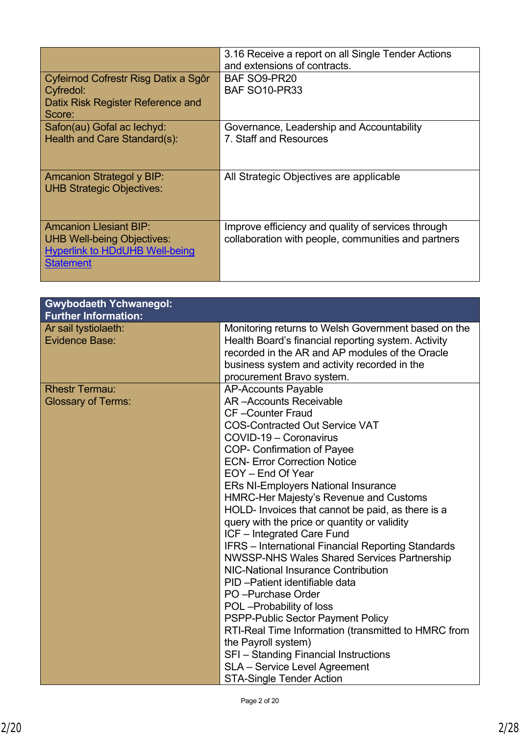| | |
|---|---|
| | 3.16 Receive a report on all Single Tender Actions and extensions of contracts. |
| Cyfeirnod Cofrestr Risg Datix a Sgôr Cyfredol:<br>Datix Risk Register Reference and Score: | BAF SO9-PR20<br>BAF SO10-PR33 |
| Safon(au) Gofal ac Iechyd:<br>Health and Care Standard(s): | Governance, Leadership and Accountability<br>7. Staff and Resources |
| Amcanion Strategol y BIP:<br>UHB Strategic Objectives: | All Strategic Objectives are applicable |
| Amcanion Llesiant BIP:<br>UHB Well-being Objectives:<br>Hyperlink to HDdUHB Well-being Statement | Improve efficiency and quality of services through collaboration with people, communities and partners |

| **Gwybodaeth Ychwanegol:<br>Further Information:** | |
|---|---|
| Ar sail tystiolaeth:<br>Evidence Base: | Monitoring returns to Welsh Government based on the Health Board's financial reporting system. Activity recorded in the AR and AP modules of the Oracle business system and activity recorded in the procurement Bravo system. |
| Rhestr Termau:<br>Glossary of Terms: | AP-Accounts Payable<br>AR –Accounts Receivable<br>CF –Counter Fraud<br>COS-Contracted Out Service VAT<br>COVID-19 – Coronavirus<br>COP- Confirmation of Payee<br>ECN- Error Correction Notice<br>EOY – End Of Year<br>ERs NI-Employers National Insurance<br>HMRC-Her Majesty's Revenue and Customs<br>HOLD- Invoices that cannot be paid, as there is a query with the price or quantity or validity<br>ICF – Integrated Care Fund<br>IFRS – International Financial Reporting Standards<br>NWSSP-NHS Wales Shared Services Partnership<br>NIC-National Insurance Contribution<br>PID –Patient identifiable data<br>PO –Purchase Order<br>POL –Probability of loss<br>PSPP-Public Sector Payment Policy<br>RTI-Real Time Information (transmitted to HMRC from the Payroll system)<br>SFI – Standing Financial Instructions<br>SLA – Service Level Agreement<br>STA-Single Tender Action |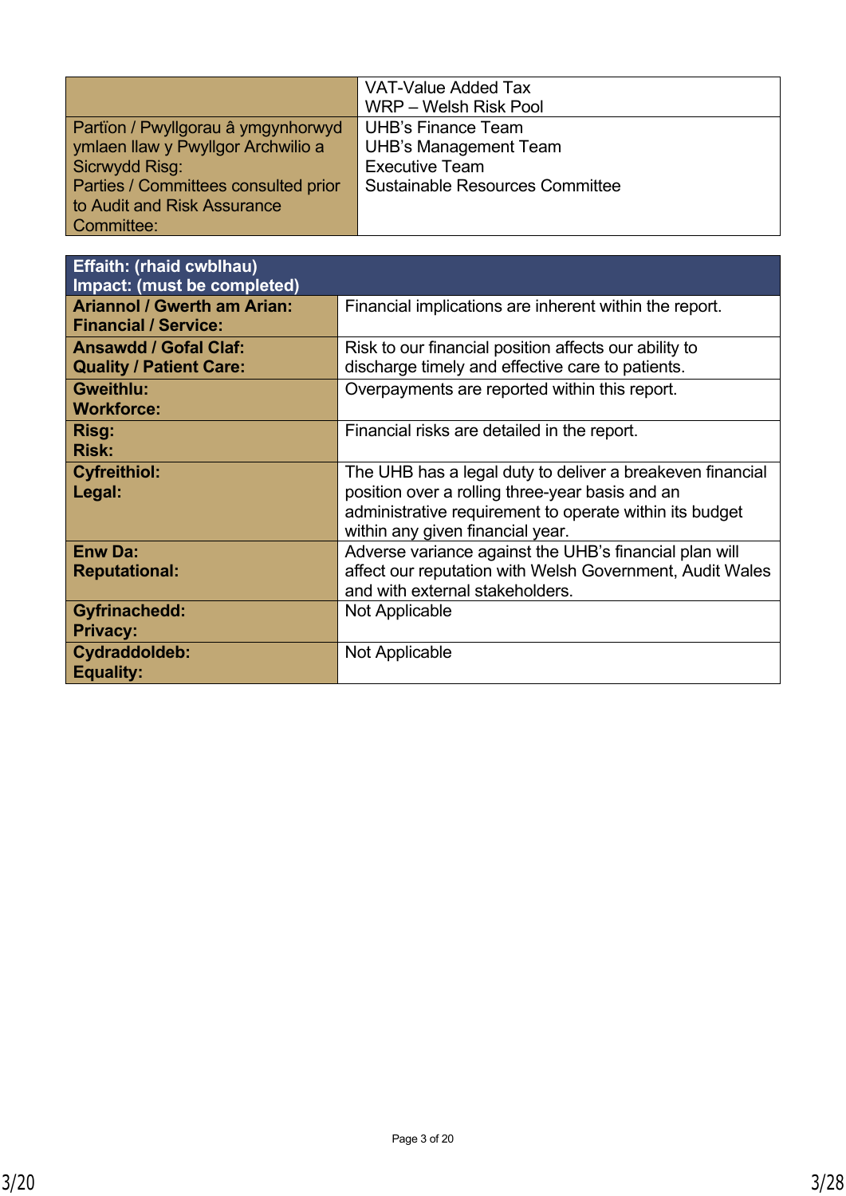| | |
|---|---|
| | VAT-Value Added Tax<br>WRP – Welsh Risk Pool |
| Partïon / Pwyllgorau â ymgynhorwyd ymlaen llaw y Pwyllgor Archwilio a Sicrwydd Risg:<br>Parties / Committees consulted prior to Audit and Risk Assurance Committee: | UHB's Finance Team<br>UHB's Management Team<br>Executive Team<br>Sustainable Resources Committee |

| **Effaith: (rhaid cwblhau)<br>Impact: (must be completed)** | |
|---|---|
| **Ariannol / Gwerth am Arian:<br>Financial / Service:** | Financial implications are inherent within the report. |
| **Ansawdd / Gofal Claf:<br>Quality / Patient Care:** | Risk to our financial position affects our ability to discharge timely and effective care to patients. |
| **Gweithlu:<br>Workforce:** | Overpayments are reported within this report. |
| **Risg:<br>Risk:** | Financial risks are detailed in the report. |
| **Cyfreithiol:<br>Legal:** | The UHB has a legal duty to deliver a breakeven financial position over a rolling three-year basis and an administrative requirement to operate within its budget within any given financial year. |
| **Enw Da:<br>Reputational:** | Adverse variance against the UHB's financial plan will affect our reputation with Welsh Government, Audit Wales and with external stakeholders. |
| **Gyfrinachedd:<br>Privacy:** | Not Applicable |
| **Cydraddoldeb:<br>Equality:** | Not Applicable |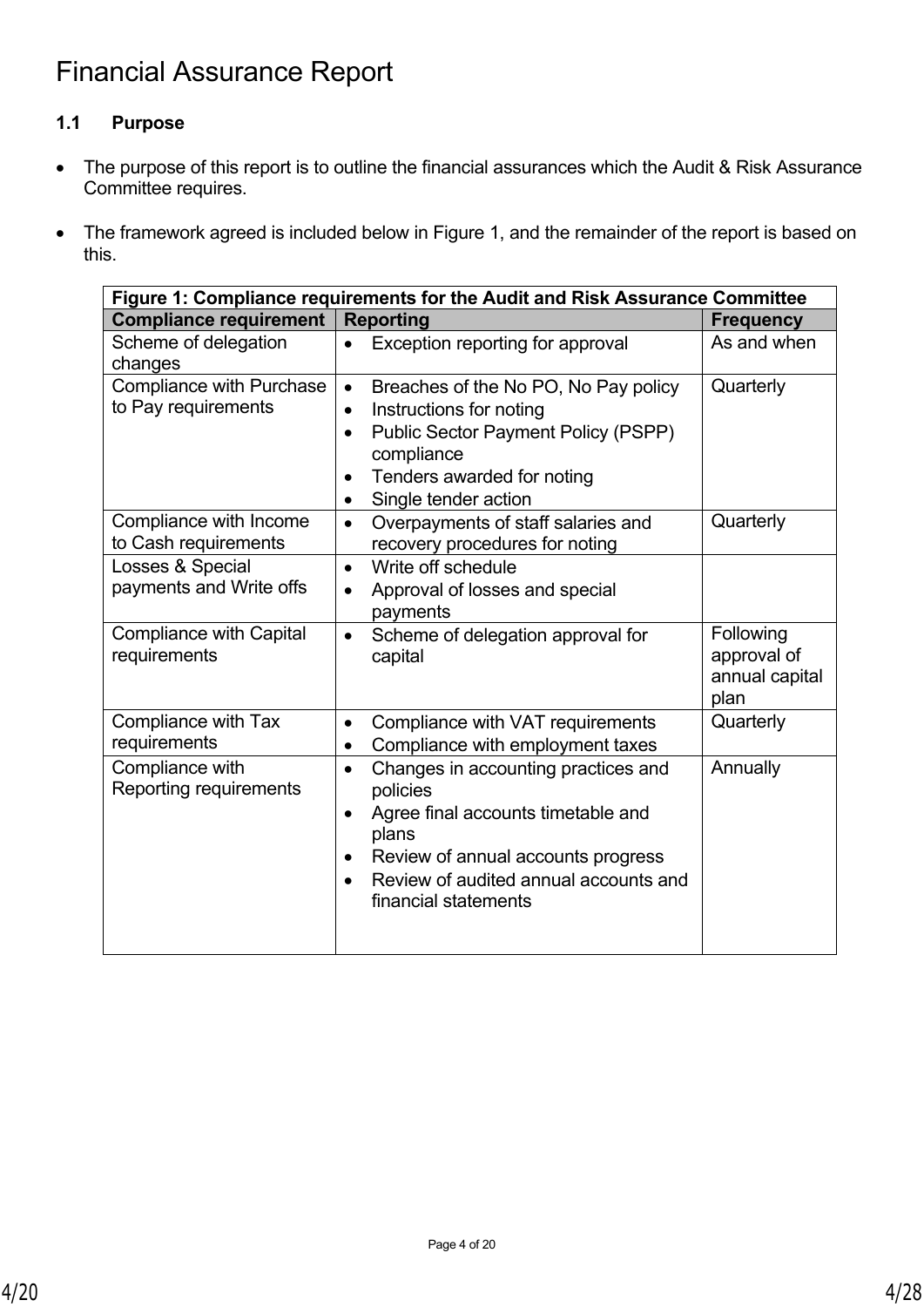# Financial Assurance Report

### 1.1 Purpose

- The purpose of this report is to outline the financial assurances which the Audit & Risk Assurance Committee requires.
- The framework agreed is included below in Figure 1, and the remainder of the report is based on this.

**Figure 1: Compliance requirements for the Audit and Risk Assurance Committee**

| Compliance requirement | Reporting | Frequency |
|---|---|---|
| Scheme of delegation changes | • Exception reporting for approval | As and when |
| Compliance with Purchase to Pay requirements | • Breaches of the No PO, No Pay policy<br>• Instructions for noting<br>• Public Sector Payment Policy (PSPP) compliance<br>• Tenders awarded for noting<br>• Single tender action | Quarterly |
| Compliance with Income to Cash requirements | • Overpayments of staff salaries and recovery procedures for noting | Quarterly |
| Losses & Special payments and Write offs | • Write off schedule<br>• Approval of losses and special payments | |
| Compliance with Capital requirements | • Scheme of delegation approval for capital | Following approval of annual capital plan |
| Compliance with Tax requirements | • Compliance with VAT requirements<br>• Compliance with employment taxes | Quarterly |
| Compliance with Reporting requirements | • Changes in accounting practices and policies<br>• Agree final accounts timetable and plans<br>• Review of annual accounts progress<br>• Review of audited annual accounts and financial statements | Annually |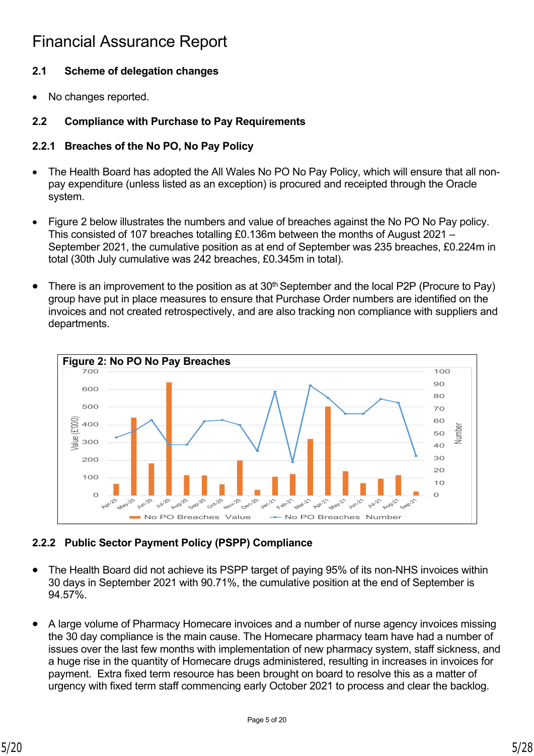# Financial Assurance Report

### 2.1 Scheme of delegation changes

- No changes reported.

### 2.2 Compliance with Purchase to Pay Requirements

#### 2.2.1 Breaches of the No PO, No Pay Policy

- The Health Board has adopted the All Wales No PO No Pay Policy, which will ensure that all non-pay expenditure (unless listed as an exception) is procured and receipted through the Oracle system.

- Figure 2 below illustrates the numbers and value of breaches against the No PO No Pay policy. This consisted of 107 breaches totalling £0.136m between the months of August 2021 – September 2021, the cumulative position as at end of September was 235 breaches, £0.224m in total (30th July cumulative was 242 breaches, £0.345m in total).

- There is an improvement to the position as at 30th September and the local P2P (Procure to Pay) group have put in place measures to ensure that Purchase Order numbers are identified on the invoices and not created retrospectively, and are also tracking non compliance with suppliers and departments.

**Figure 2: No PO No Pay Breaches**

Value (£'000)
0
100
200
300
400
500
600
700

Number
0
10
20
30
40
50
60
70
80
90
100

Apr-20 May-20 Jun-20 Jul-20 Aug-20 Sep-20 Oct-20 Nov-20 Dec-20 Jan-21 Feb-21 Mar-21 Apr-21 May-21 Jun-21 Jul-21 Aug-21 Sep-21

No PO Breaches Value
No PO Breaches Number

#### 2.2.2 Public Sector Payment Policy (PSPP) Compliance

- The Health Board did not achieve its PSPP target of paying 95% of its non-NHS invoices within 30 days in September 2021 with 90.71%, the cumulative position at the end of September is 94.57%.

- A large volume of Pharmacy Homecare invoices and a number of nurse agency invoices missing the 30 day compliance is the main cause. The Homecare pharmacy team have had a number of issues over the last few months with implementation of new pharmacy system, staff sickness, and a huge rise in the quantity of Homecare drugs administered, resulting in increases in invoices for payment. Extra fixed term resource has been brought on board to resolve this as a matter of urgency with fixed term staff commencing early October 2021 to process and clear the backlog.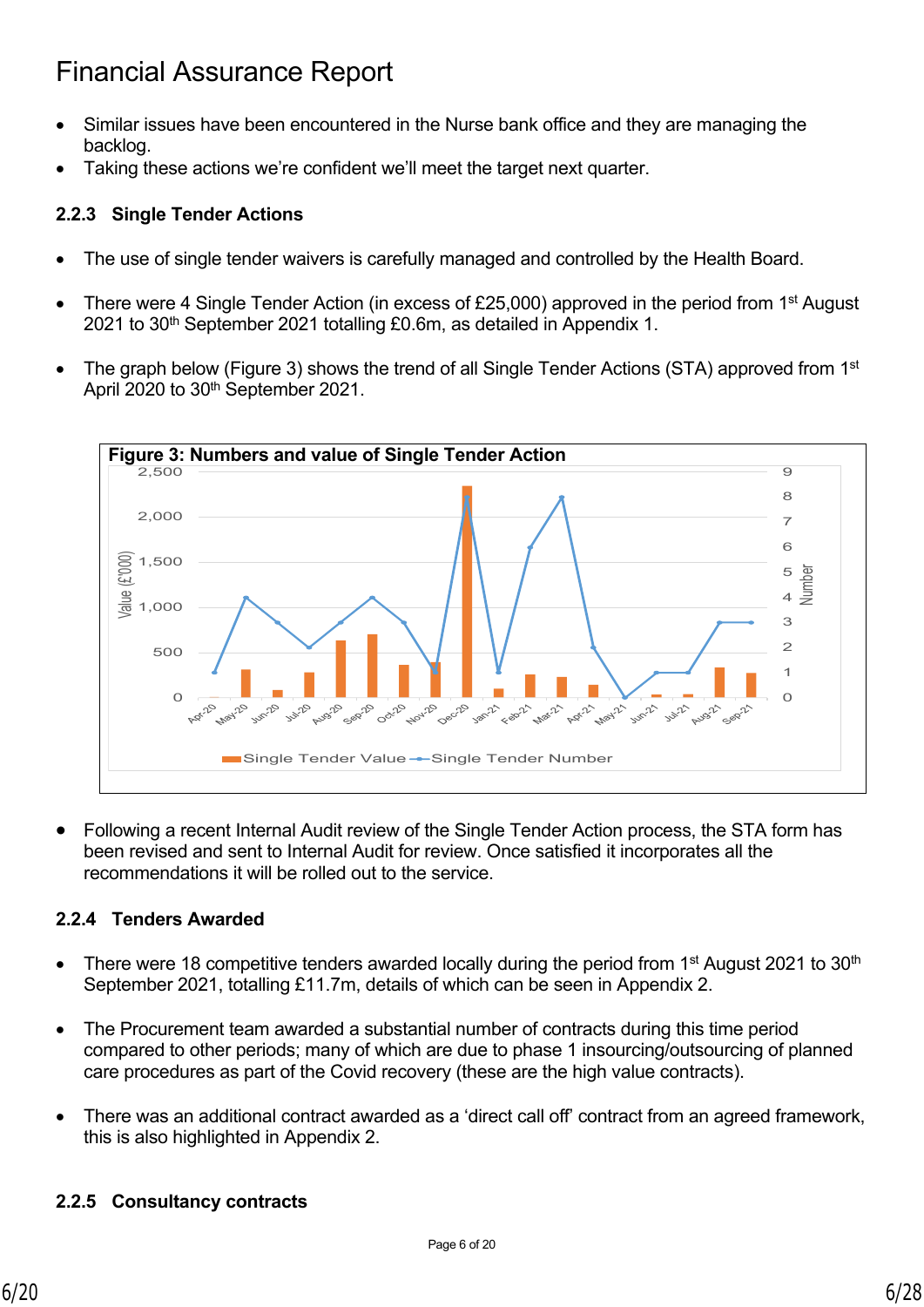# Financial Assurance Report

- Similar issues have been encountered in the Nurse bank office and they are managing the backlog.
- Taking these actions we're confident we'll meet the target next quarter.

### 2.2.3 Single Tender Actions

- The use of single tender waivers is carefully managed and controlled by the Health Board.
- There were 4 Single Tender Action (in excess of £25,000) approved in the period from 1st August 2021 to 30th September 2021 totalling £0.6m, as detailed in Appendix 1.
- The graph below (Figure 3) shows the trend of all Single Tender Actions (STA) approved from 1st April 2020 to 30th September 2021.

**Figure 3: Numbers and value of Single Tender Action**

Value (£'000): 0, 500, 1,000, 1,500, 2,000, 2,500

Number: 0, 1, 2, 3, 4, 5, 6, 7, 8, 9

Apr-20, May-20, Jun-20, Jul-20, Aug-20, Sep-20, Oct-20, Nov-20, Dec-20, Jan-21, Feb-21, Mar-21, Apr-21, May-21, Jun-21, Jul-21, Aug-21, Sep-21

Single Tender Value — Single Tender Number

- Following a recent Internal Audit review of the Single Tender Action process, the STA form has been revised and sent to Internal Audit for review. Once satisfied it incorporates all the recommendations it will be rolled out to the service.

### 2.2.4 Tenders Awarded

- There were 18 competitive tenders awarded locally during the period from 1st August 2021 to 30th September 2021, totalling £11.7m, details of which can be seen in Appendix 2.
- The Procurement team awarded a substantial number of contracts during this time period compared to other periods; many of which are due to phase 1 insourcing/outsourcing of planned care procedures as part of the Covid recovery (these are the high value contracts).
- There was an additional contract awarded as a 'direct call off' contract from an agreed framework, this is also highlighted in Appendix 2.

### 2.2.5 Consultancy contracts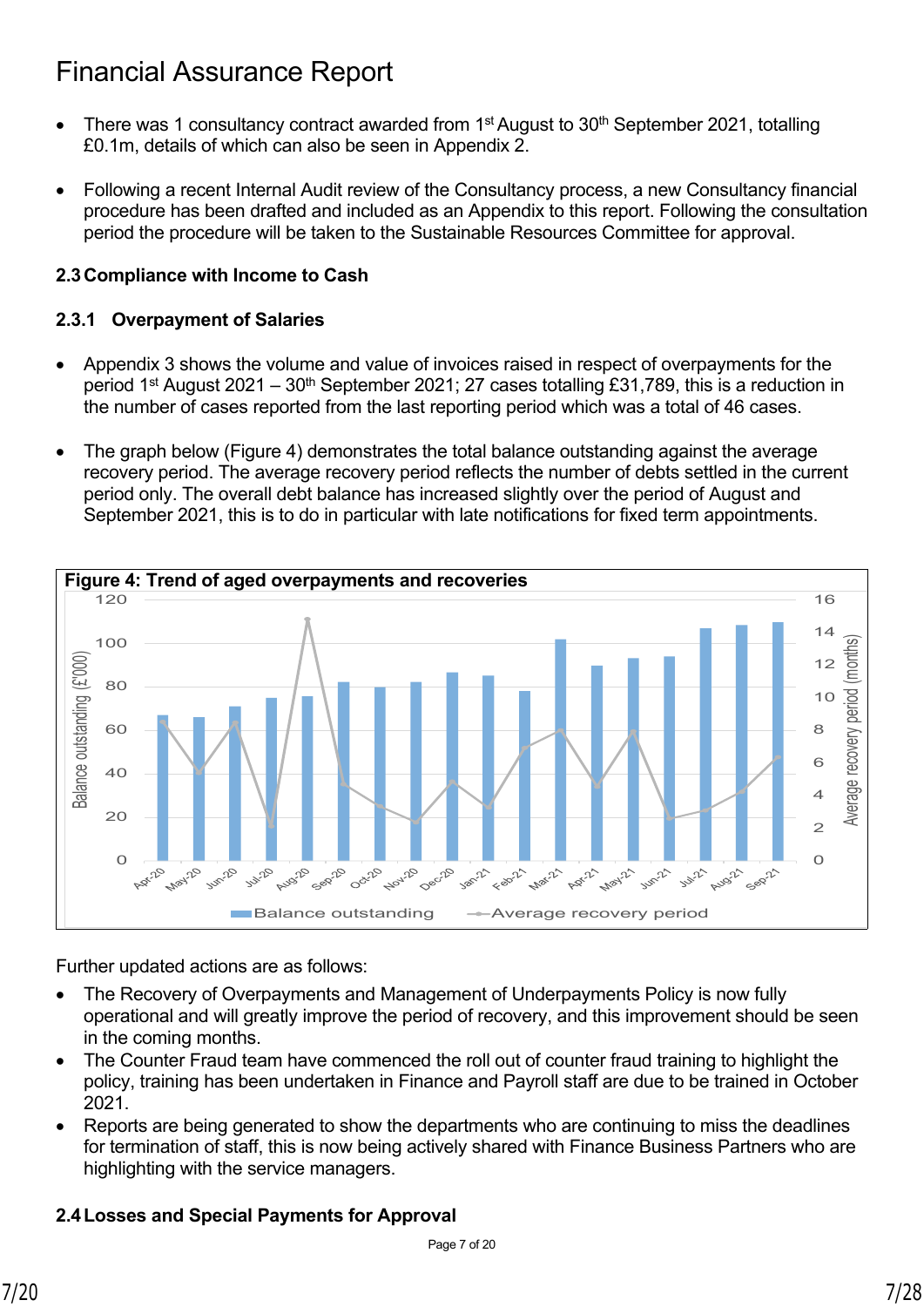# Financial Assurance Report

- There was 1 consultancy contract awarded from 1st August to 30th September 2021, totalling £0.1m, details of which can also be seen in Appendix 2.
- Following a recent Internal Audit review of the Consultancy process, a new Consultancy financial procedure has been drafted and included as an Appendix to this report. Following the consultation period the procedure will be taken to the Sustainable Resources Committee for approval.

### 2.3 Compliance with Income to Cash

#### 2.3.1 Overpayment of Salaries

- Appendix 3 shows the volume and value of invoices raised in respect of overpayments for the period 1st August 2021 – 30th September 2021; 27 cases totalling £31,789, this is a reduction in the number of cases reported from the last reporting period which was a total of 46 cases.
- The graph below (Figure 4) demonstrates the total balance outstanding against the average recovery period. The average recovery period reflects the number of debts settled in the current period only. The overall debt balance has increased slightly over the period of August and September 2021, this is to do in particular with late notifications for fixed term appointments.

**Figure 4: Trend of aged overpayments and recoveries**

Balance outstanding (£'000)

0 20 40 60 80 100 120

Average recovery period (months)

0 2 4 6 8 10 12 14 16

Apr-20 May-20 Jun-20 Jul-20 Aug-20 Sep-20 Oct-20 Nov-20 Dec-20 Jan-21 Feb-21 Mar-21 Apr-21 May-21 Jun-21 Jul-21 Aug-21 Sep-21

Balance outstanding — Average recovery period

Further updated actions are as follows:

- The Recovery of Overpayments and Management of Underpayments Policy is now fully operational and will greatly improve the period of recovery, and this improvement should be seen in the coming months.
- The Counter Fraud team have commenced the roll out of counter fraud training to highlight the policy, training has been undertaken in Finance and Payroll staff are due to be trained in October 2021.
- Reports are being generated to show the departments who are continuing to miss the deadlines for termination of staff, this is now being actively shared with Finance Business Partners who are highlighting with the service managers.

### 2.4 Losses and Special Payments for Approval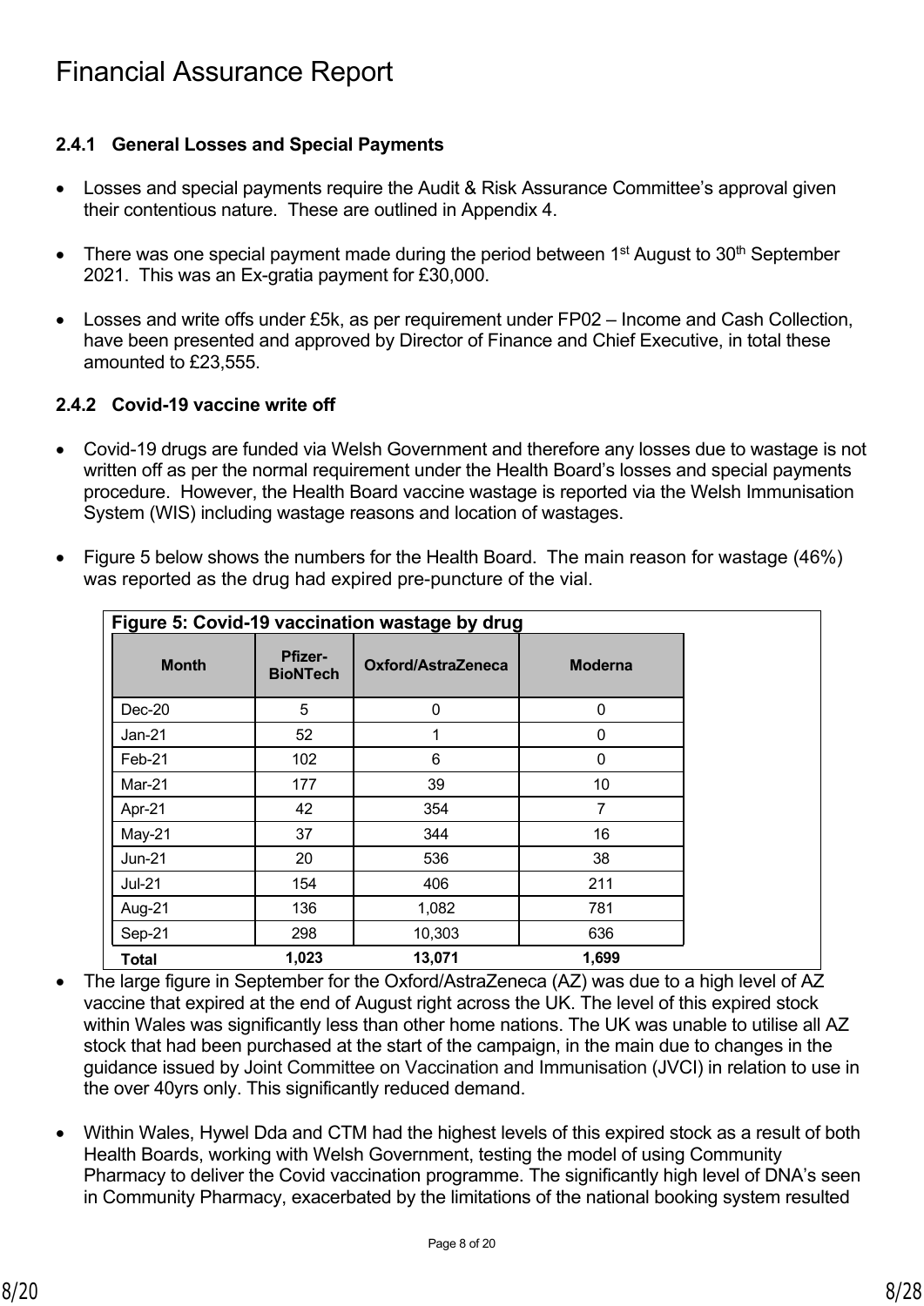# Financial Assurance Report

### 2.4.1 General Losses and Special Payments

- Losses and special payments require the Audit & Risk Assurance Committee's approval given their contentious nature. These are outlined in Appendix 4.
- There was one special payment made during the period between 1st August to 30th September 2021. This was an Ex-gratia payment for £30,000.
- Losses and write offs under £5k, as per requirement under FP02 – Income and Cash Collection, have been presented and approved by Director of Finance and Chief Executive, in total these amounted to £23,555.

### 2.4.2 Covid-19 vaccine write off

- Covid-19 drugs are funded via Welsh Government and therefore any losses due to wastage is not written off as per the normal requirement under the Health Board's losses and special payments procedure. However, the Health Board vaccine wastage is reported via the Welsh Immunisation System (WIS) including wastage reasons and location of wastages.
- Figure 5 below shows the numbers for the Health Board. The main reason for wastage (46%) was reported as the drug had expired pre-puncture of the vial.

**Figure 5: Covid-19 vaccination wastage by drug**

| Month | Pfizer-BioNTech | Oxford/AstraZeneca | Moderna |
|---|---|---|---|
| Dec-20 | 5 | 0 | 0 |
| Jan-21 | 52 | 1 | 0 |
| Feb-21 | 102 | 6 | 0 |
| Mar-21 | 177 | 39 | 10 |
| Apr-21 | 42 | 354 | 7 |
| May-21 | 37 | 344 | 16 |
| Jun-21 | 20 | 536 | 38 |
| Jul-21 | 154 | 406 | 211 |
| Aug-21 | 136 | 1,082 | 781 |
| Sep-21 | 298 | 10,303 | 636 |
| **Total** | **1,023** | **13,071** | **1,699** |

- The large figure in September for the Oxford/AstraZeneca (AZ) was due to a high level of AZ vaccine that expired at the end of August right across the UK. The level of this expired stock within Wales was significantly less than other home nations. The UK was unable to utilise all AZ stock that had been purchased at the start of the campaign, in the main due to changes in the guidance issued by Joint Committee on Vaccination and Immunisation (JVCI) in relation to use in the over 40yrs only. This significantly reduced demand.
- Within Wales, Hywel Dda and CTM had the highest levels of this expired stock as a result of both Health Boards, working with Welsh Government, testing the model of using Community Pharmacy to deliver the Covid vaccination programme. The significantly high level of DNA's seen in Community Pharmacy, exacerbated by the limitations of the national booking system resulted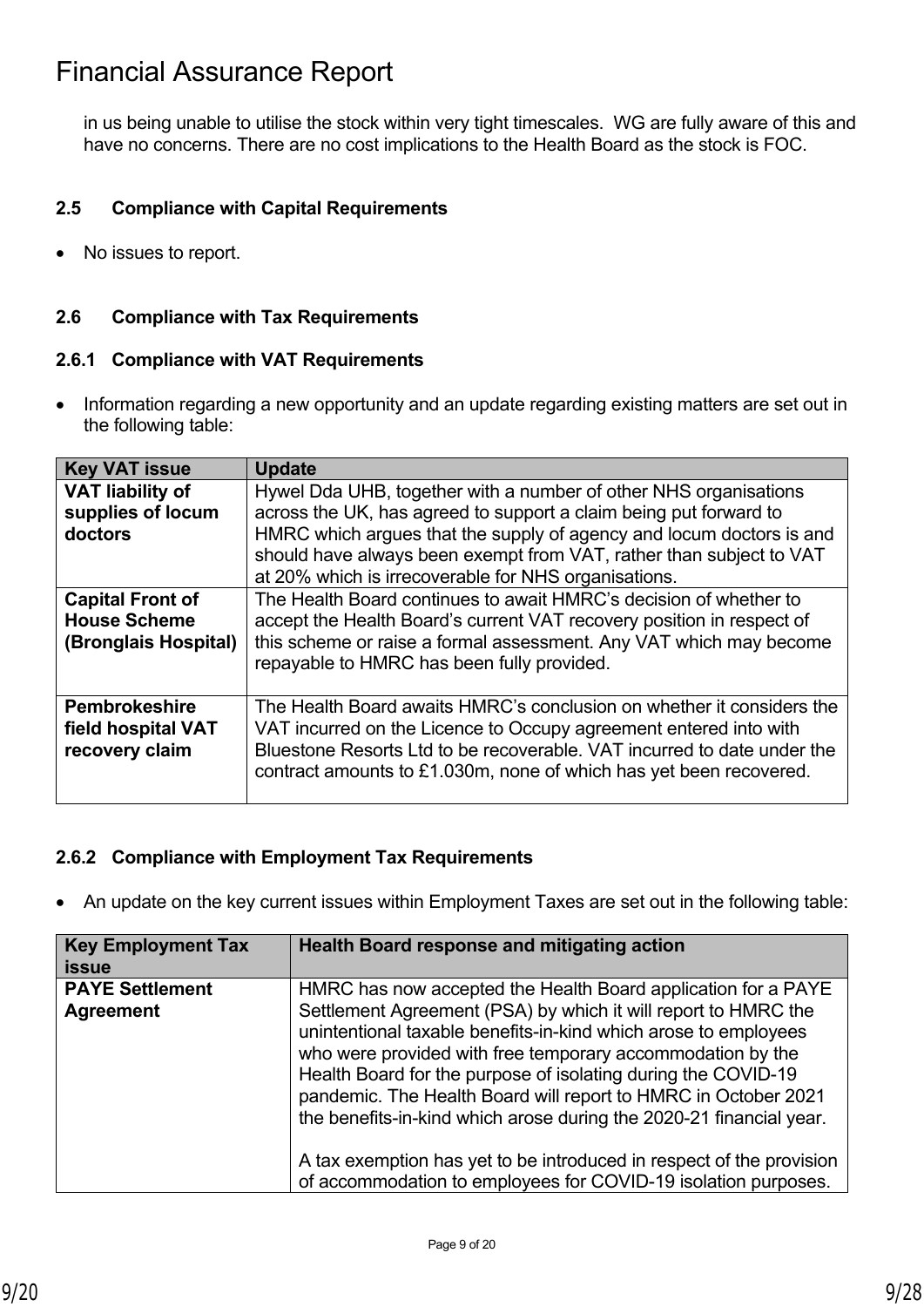in us being unable to utilise the stock within very tight timescales. WG are fully aware of this and have no concerns. There are no cost implications to the Health Board as the stock is FOC.

### 2.5 Compliance with Capital Requirements

- No issues to report.

### 2.6 Compliance with Tax Requirements

#### 2.6.1 Compliance with VAT Requirements

- Information regarding a new opportunity and an update regarding existing matters are set out in the following table:

| Key VAT issue | Update |
|---|---|
| **VAT liability of supplies of locum doctors** | Hywel Dda UHB, together with a number of other NHS organisations across the UK, has agreed to support a claim being put forward to HMRC which argues that the supply of agency and locum doctors is and should have always been exempt from VAT, rather than subject to VAT at 20% which is irrecoverable for NHS organisations. |
| **Capital Front of House Scheme (Bronglais Hospital)** | The Health Board continues to await HMRC's decision of whether to accept the Health Board's current VAT recovery position in respect of this scheme or raise a formal assessment. Any VAT which may become repayable to HMRC has been fully provided. |
| **Pembrokeshire field hospital VAT recovery claim** | The Health Board awaits HMRC's conclusion on whether it considers the VAT incurred on the Licence to Occupy agreement entered into with Bluestone Resorts Ltd to be recoverable. VAT incurred to date under the contract amounts to £1.030m, none of which has yet been recovered. |

#### 2.6.2 Compliance with Employment Tax Requirements

- An update on the key current issues within Employment Taxes are set out in the following table:

| Key Employment Tax issue | Health Board response and mitigating action |
|---|---|
| **PAYE Settlement Agreement** | HMRC has now accepted the Health Board application for a PAYE Settlement Agreement (PSA) by which it will report to HMRC the unintentional taxable benefits-in-kind which arose to employees who were provided with free temporary accommodation by the Health Board for the purpose of isolating during the COVID-19 pandemic. The Health Board will report to HMRC in October 2021 the benefits-in-kind which arose during the 2020-21 financial year.<br><br>A tax exemption has yet to be introduced in respect of the provision of accommodation to employees for COVID-19 isolation purposes. |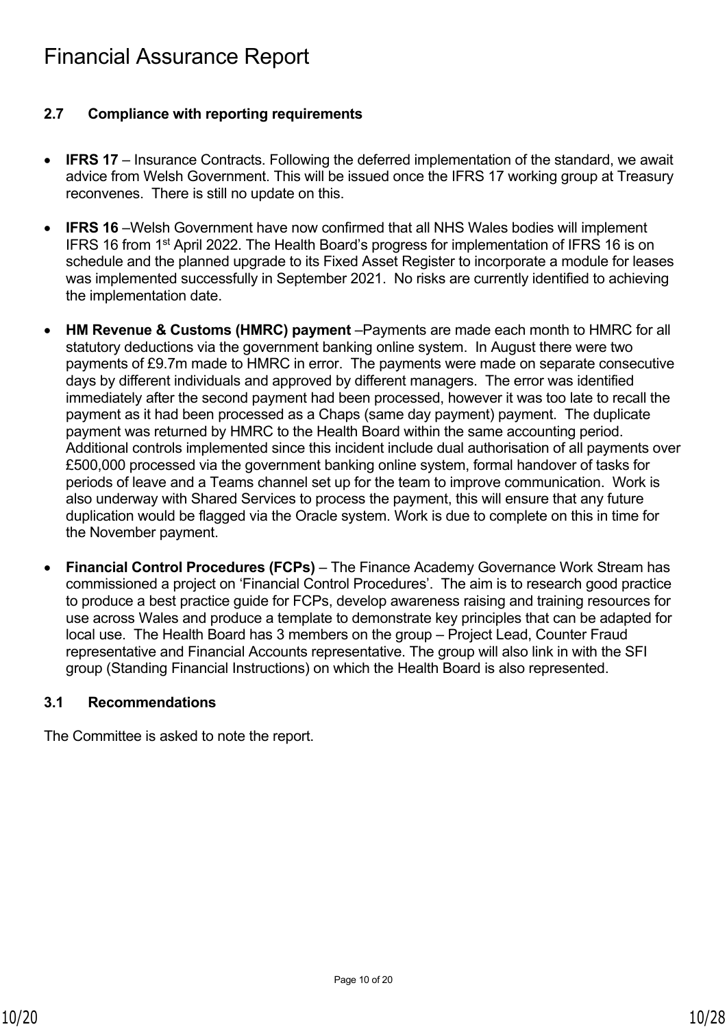# Financial Assurance Report

### 2.7 Compliance with reporting requirements

- **IFRS 17** – Insurance Contracts. Following the deferred implementation of the standard, we await advice from Welsh Government. This will be issued once the IFRS 17 working group at Treasury reconvenes. There is still no update on this.

- **IFRS 16** –Welsh Government have now confirmed that all NHS Wales bodies will implement IFRS 16 from 1st April 2022. The Health Board's progress for implementation of IFRS 16 is on schedule and the planned upgrade to its Fixed Asset Register to incorporate a module for leases was implemented successfully in September 2021. No risks are currently identified to achieving the implementation date.

- **HM Revenue & Customs (HMRC) payment** –Payments are made each month to HMRC for all statutory deductions via the government banking online system. In August there were two payments of £9.7m made to HMRC in error. The payments were made on separate consecutive days by different individuals and approved by different managers. The error was identified immediately after the second payment had been processed, however it was too late to recall the payment as it had been processed as a Chaps (same day payment) payment. The duplicate payment was returned by HMRC to the Health Board within the same accounting period. Additional controls implemented since this incident include dual authorisation of all payments over £500,000 processed via the government banking online system, formal handover of tasks for periods of leave and a Teams channel set up for the team to improve communication. Work is also underway with Shared Services to process the payment, this will ensure that any future duplication would be flagged via the Oracle system. Work is due to complete on this in time for the November payment.

- **Financial Control Procedures (FCPs)** – The Finance Academy Governance Work Stream has commissioned a project on 'Financial Control Procedures'. The aim is to research good practice to produce a best practice guide for FCPs, develop awareness raising and training resources for use across Wales and produce a template to demonstrate key principles that can be adapted for local use. The Health Board has 3 members on the group – Project Lead, Counter Fraud representative and Financial Accounts representative. The group will also link in with the SFI group (Standing Financial Instructions) on which the Health Board is also represented.

### 3.1 Recommendations

The Committee is asked to note the report.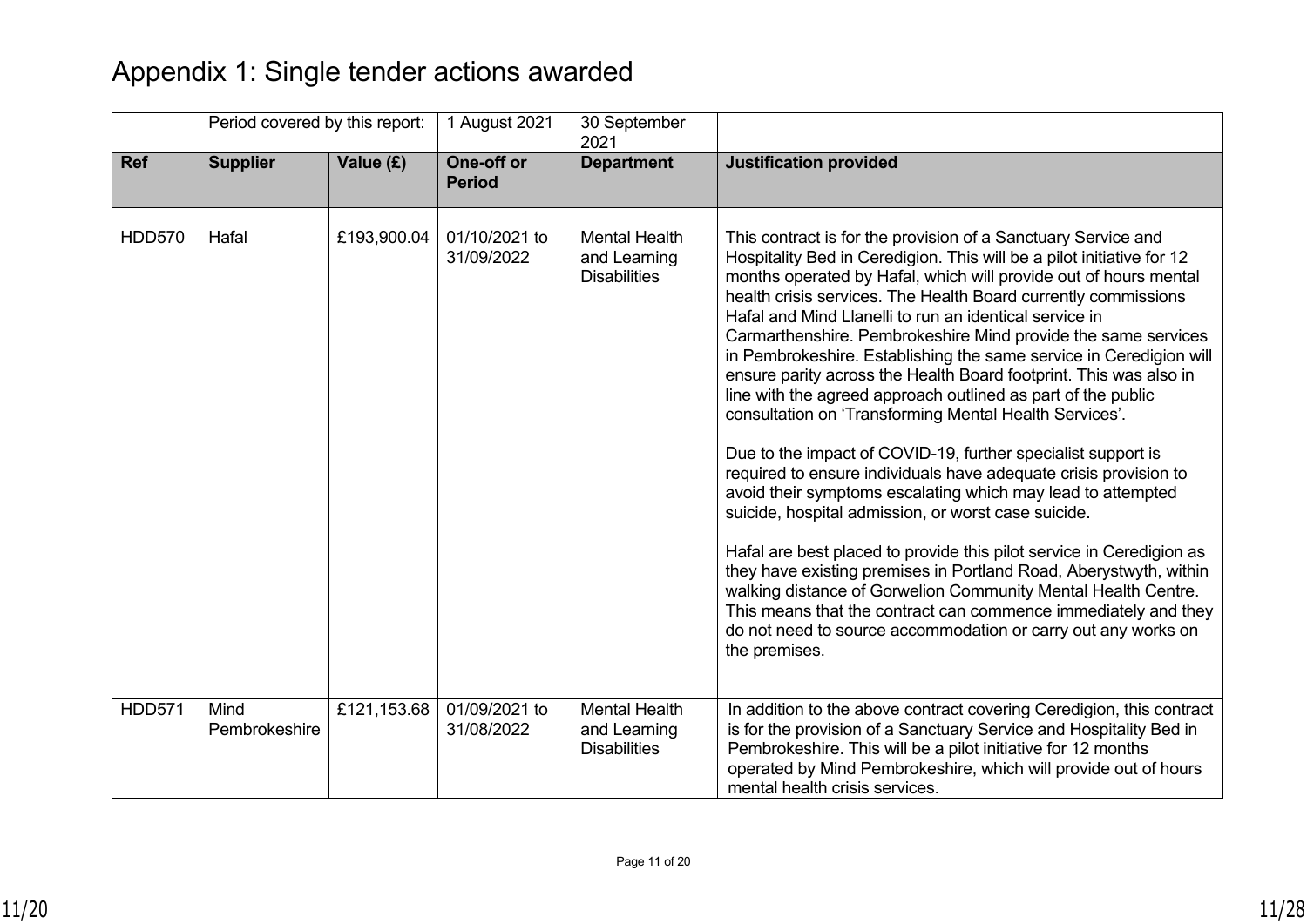# Appendix 1: Single tender actions awarded

| | Period covered by this report: | | 1 August 2021 | 30 September 2021 | |
|---|---|---|---|---|---|
| **Ref** | **Supplier** | **Value (£)** | **One-off or Period** | **Department** | **Justification provided** |
| HDD570 | Hafal | £193,900.04 | 01/10/2021 to 31/09/2022 | Mental Health and Learning Disabilities | This contract is for the provision of a Sanctuary Service and Hospitality Bed in Ceredigion. This will be a pilot initiative for 12 months operated by Hafal, which will provide out of hours mental health crisis services. The Health Board currently commissions Hafal and Mind Llanelli to run an identical service in Carmarthenshire. Pembrokeshire Mind provide the same services in Pembrokeshire. Establishing the same service in Ceredigion will ensure parity across the Health Board footprint. This was also in line with the agreed approach outlined as part of the public consultation on 'Transforming Mental Health Services'.<br><br>Due to the impact of COVID-19, further specialist support is required to ensure individuals have adequate crisis provision to avoid their symptoms escalating which may lead to attempted suicide, hospital admission, or worst case suicide.<br><br>Hafal are best placed to provide this pilot service in Ceredigion as they have existing premises in Portland Road, Aberystwyth, within walking distance of Gorwelion Community Mental Health Centre. This means that the contract can commence immediately and they do not need to source accommodation or carry out any works on the premises. |
| HDD571 | Mind Pembrokeshire | £121,153.68 | 01/09/2021 to 31/08/2022 | Mental Health and Learning Disabilities | In addition to the above contract covering Ceredigion, this contract is for the provision of a Sanctuary Service and Hospitality Bed in Pembrokeshire. This will be a pilot initiative for 12 months operated by Mind Pembrokeshire, which will provide out of hours mental health crisis services. |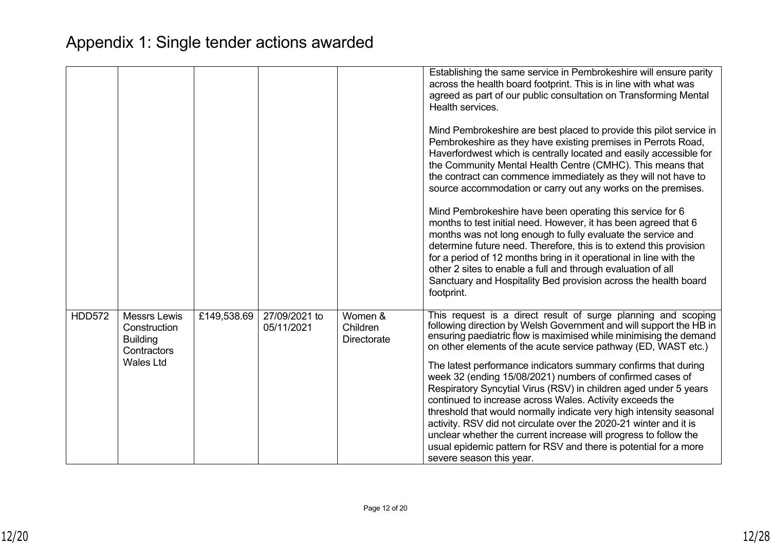# Appendix 1: Single tender actions awarded

| | | | | | |
|---|---|---|---|---|---|
| | | | | | Establishing the same service in Pembrokeshire will ensure parity across the health board footprint. This is in line with what was agreed as part of our public consultation on Transforming Mental Health services.<br><br>Mind Pembrokeshire are best placed to provide this pilot service in Pembrokeshire as they have existing premises in Perrots Road, Haverfordwest which is centrally located and easily accessible for the Community Mental Health Centre (CMHC). This means that the contract can commence immediately as they will not have to source accommodation or carry out any works on the premises.<br><br>Mind Pembrokeshire have been operating this service for 6 months to test initial need. However, it has been agreed that 6 months was not long enough to fully evaluate the service and determine future need. Therefore, this is to extend this provision for a period of 12 months bring in it operational in line with the other 2 sites to enable a full and through evaluation of all Sanctuary and Hospitality Bed provision across the health board footprint. |
| HDD572 | Messrs Lewis Construction Building Contractors Wales Ltd | £149,538.69 | 27/09/2021 to 05/11/2021 | Women & Children Directorate | This request is a direct result of surge planning and scoping following direction by Welsh Government and will support the HB in ensuring paediatric flow is maximised while minimising the demand on other elements of the acute service pathway (ED, WAST etc.)<br><br>The latest performance indicators summary confirms that during week 32 (ending 15/08/2021) numbers of confirmed cases of Respiratory Syncytial Virus (RSV) in children aged under 5 years continued to increase across Wales. Activity exceeds the threshold that would normally indicate very high intensity seasonal activity. RSV did not circulate over the 2020-21 winter and it is unclear whether the current increase will progress to follow the usual epidemic pattern for RSV and there is potential for a more severe season this year. |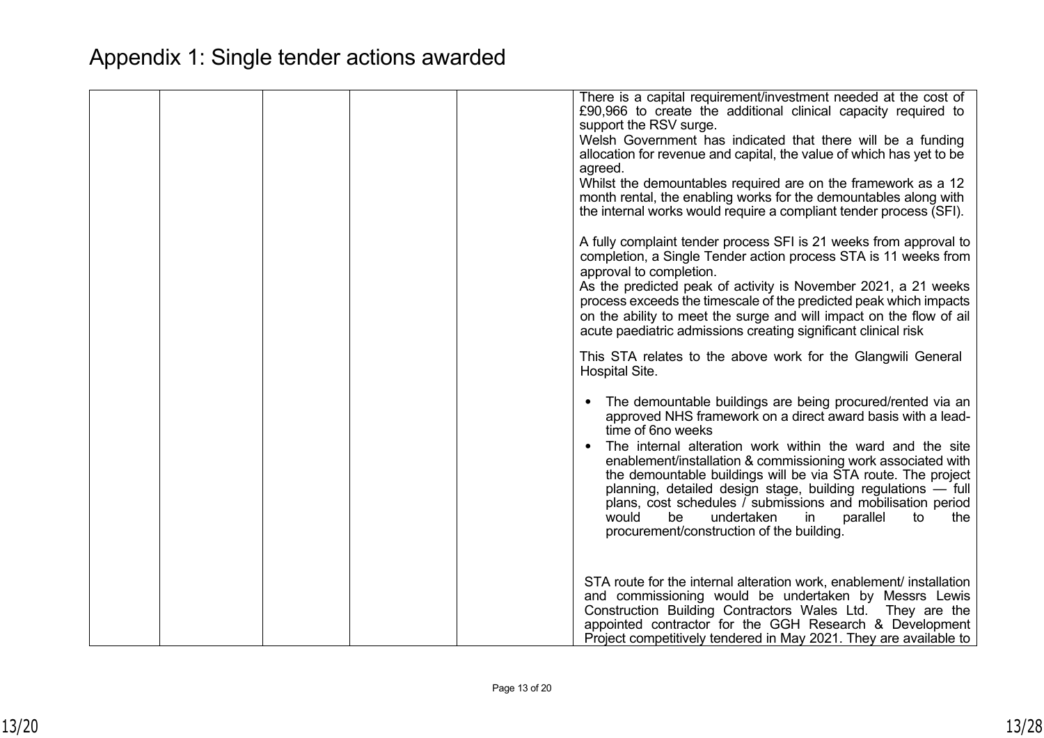# Appendix 1: Single tender actions awarded

| | | | | | |
|---|---|---|---|---|---|
| | | | | | There is a capital requirement/investment needed at the cost of £90,966 to create the additional clinical capacity required to support the RSV surge.<br>Welsh Government has indicated that there will be a funding allocation for revenue and capital, the value of which has yet to be agreed.<br>Whilst the demountables required are on the framework as a 12 month rental, the enabling works for the demountables along with the internal works would require a compliant tender process (SFI).<br><br>A fully complaint tender process SFI is 21 weeks from approval to completion, a Single Tender action process STA is 11 weeks from approval to completion.<br>As the predicted peak of activity is November 2021, a 21 weeks process exceeds the timescale of the predicted peak which impacts on the ability to meet the surge and will impact on the flow of ail acute paediatric admissions creating significant clinical risk<br><br>This STA relates to the above work for the Glangwili General Hospital Site.<br><br>• The demountable buildings are being procured/rented via an approved NHS framework on a direct award basis with a lead-time of 6no weeks<br>• The internal alteration work within the ward and the site enablement/installation & commissioning work associated with the demountable buildings will be via STA route. The project planning, detailed design stage, building regulations — full plans, cost schedules / submissions and mobilisation period would be undertaken in parallel to the procurement/construction of the building.<br><br>STA route for the internal alteration work, enablement/ installation and commissioning would be undertaken by Messrs Lewis Construction Building Contractors Wales Ltd. They are the appointed contractor for the GGH Research & Development Project competitively tendered in May 2021. They are available to |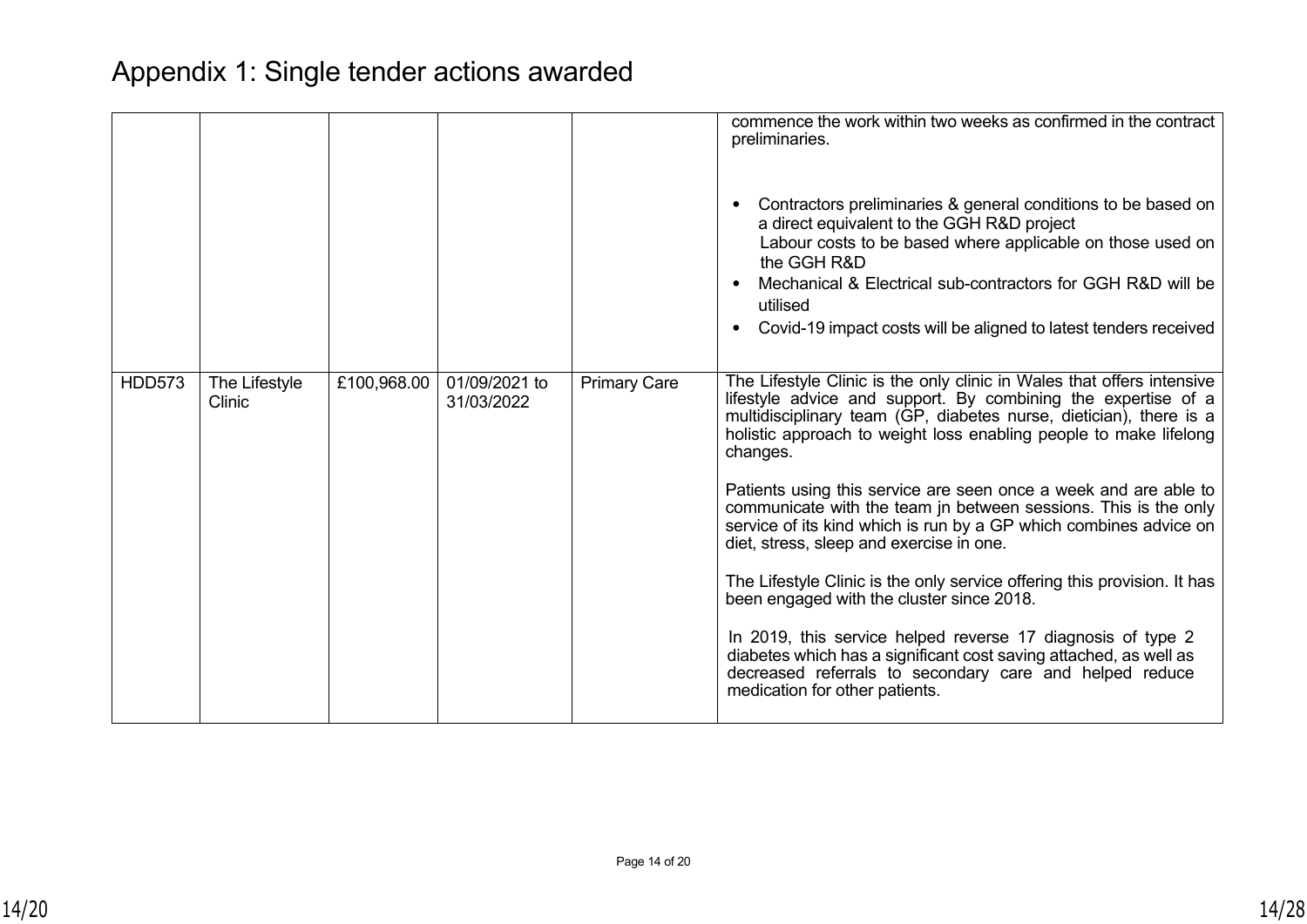# Appendix 1: Single tender actions awarded

| | | | | | |
|---|---|---|---|---|---|
| | | | | | commence the work within two weeks as confirmed in the contract preliminaries.<br><br>• Contractors preliminaries & general conditions to be based on a direct equivalent to the GGH R&D project<br>Labour costs to be based where applicable on those used on the GGH R&D<br>• Mechanical & Electrical sub-contractors for GGH R&D will be utilised<br>• Covid-19 impact costs will be aligned to latest tenders received |
| HDD573 | The Lifestyle Clinic | £100,968.00 | 01/09/2021 to 31/03/2022 | Primary Care | The Lifestyle Clinic is the only clinic in Wales that offers intensive lifestyle advice and support. By combining the expertise of a multidisciplinary team (GP, diabetes nurse, dietician), there is a holistic approach to weight loss enabling people to make lifelong changes.<br><br>Patients using this service are seen once a week and are able to communicate with the team jn between sessions. This is the only service of its kind which is run by a GP which combines advice on diet, stress, sleep and exercise in one.<br><br>The Lifestyle Clinic is the only service offering this provision. It has been engaged with the cluster since 2018.<br><br>In 2019, this service helped reverse 17 diagnosis of type 2 diabetes which has a significant cost saving attached, as well as decreased referrals to secondary care and helped reduce medication for other patients. |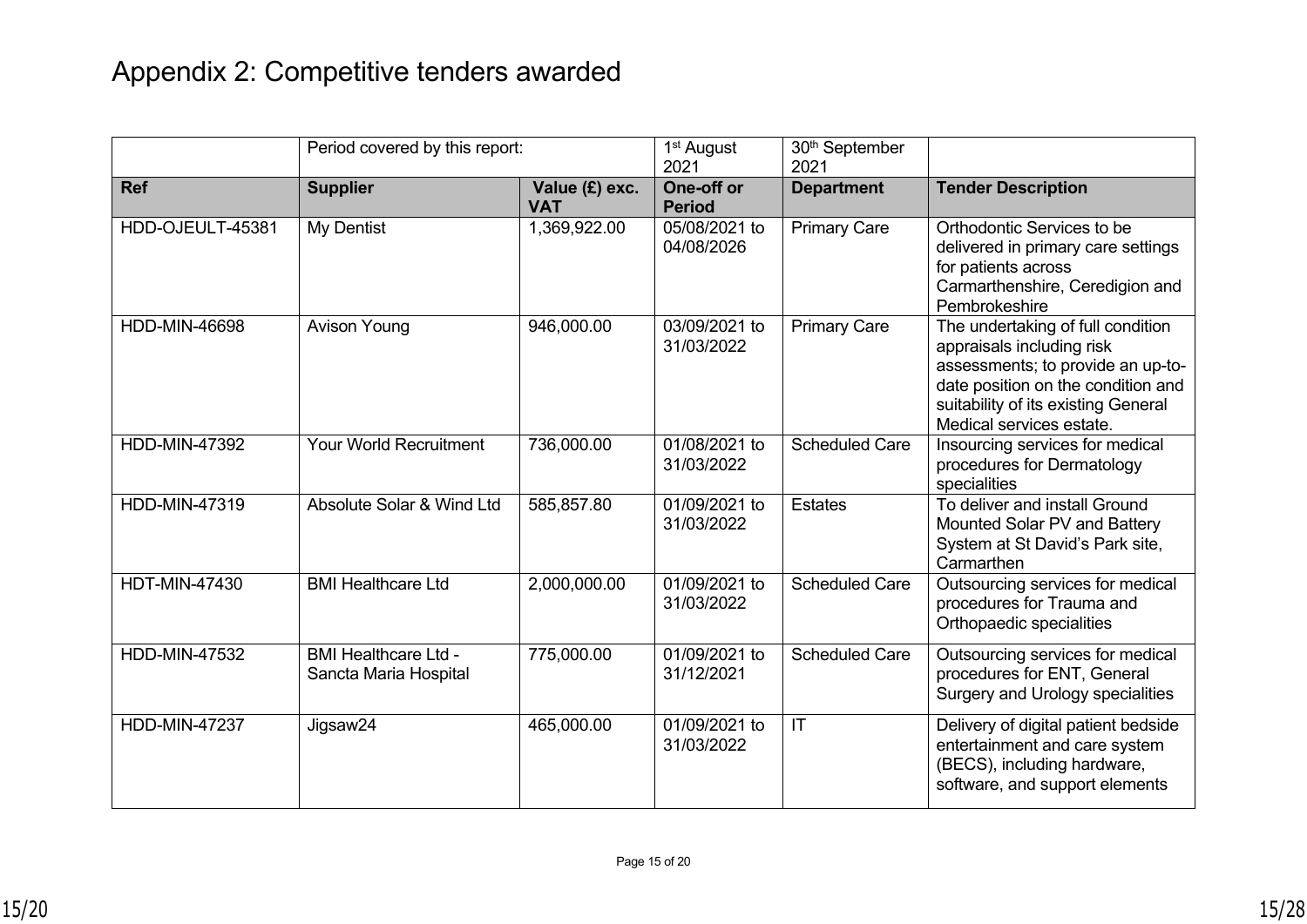# Appendix 2: Competitive tenders awarded

| | Period covered by this report: | | 1st August 2021 | 30th September 2021 | |
|---|---|---|---|---|---|
| **Ref** | **Supplier** | **Value (£) exc. VAT** | **One-off or Period** | **Department** | **Tender Description** |
| HDD-OJEULT-45381 | My Dentist | 1,369,922.00 | 05/08/2021 to 04/08/2026 | Primary Care | Orthodontic Services to be delivered in primary care settings for patients across Carmarthenshire, Ceredigion and Pembrokeshire |
| HDD-MIN-46698 | Avison Young | 946,000.00 | 03/09/2021 to 31/03/2022 | Primary Care | The undertaking of full condition appraisals including risk assessments; to provide an up-to-date position on the condition and suitability of its existing General Medical services estate. |
| HDD-MIN-47392 | Your World Recruitment | 736,000.00 | 01/08/2021 to 31/03/2022 | Scheduled Care | Insourcing services for medical procedures for Dermatology specialities |
| HDD-MIN-47319 | Absolute Solar & Wind Ltd | 585,857.80 | 01/09/2021 to 31/03/2022 | Estates | To deliver and install Ground Mounted Solar PV and Battery System at St David's Park site, Carmarthen |
| HDT-MIN-47430 | BMI Healthcare Ltd | 2,000,000.00 | 01/09/2021 to 31/03/2022 | Scheduled Care | Outsourcing services for medical procedures for Trauma and Orthopaedic specialities |
| HDD-MIN-47532 | BMI Healthcare Ltd - Sancta Maria Hospital | 775,000.00 | 01/09/2021 to 31/12/2021 | Scheduled Care | Outsourcing services for medical procedures for ENT, General Surgery and Urology specialities |
| HDD-MIN-47237 | Jigsaw24 | 465,000.00 | 01/09/2021 to 31/03/2022 | IT | Delivery of digital patient bedside entertainment and care system (BECS), including hardware, software, and support elements |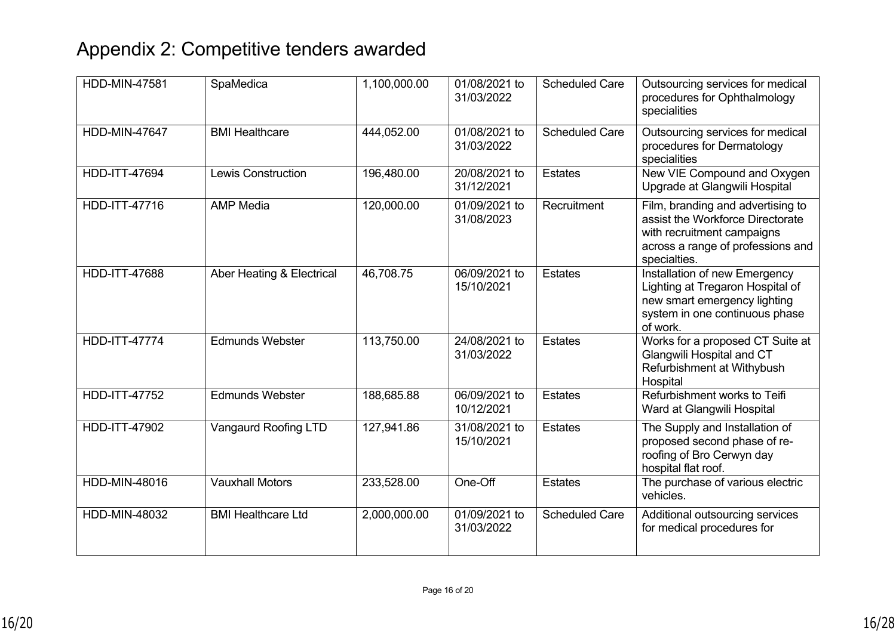# Appendix 2: Competitive tenders awarded

| | | | | | |
|---|---|---|---|---|---|
| HDD-MIN-47581 | SpaMedica | 1,100,000.00 | 01/08/2021 to 31/03/2022 | Scheduled Care | Outsourcing services for medical procedures for Ophthalmology specialities |
| HDD-MIN-47647 | BMI Healthcare | 444,052.00 | 01/08/2021 to 31/03/2022 | Scheduled Care | Outsourcing services for medical procedures for Dermatology specialities |
| HDD-ITT-47694 | Lewis Construction | 196,480.00 | 20/08/2021 to 31/12/2021 | Estates | New VIE Compound and Oxygen Upgrade at Glangwili Hospital |
| HDD-ITT-47716 | AMP Media | 120,000.00 | 01/09/2021 to 31/08/2023 | Recruitment | Film, branding and advertising to assist the Workforce Directorate with recruitment campaigns across a range of professions and specialties. |
| HDD-ITT-47688 | Aber Heating & Electrical | 46,708.75 | 06/09/2021 to 15/10/2021 | Estates | Installation of new Emergency Lighting at Tregaron Hospital of new smart emergency lighting system in one continuous phase of work. |
| HDD-ITT-47774 | Edmunds Webster | 113,750.00 | 24/08/2021 to 31/03/2022 | Estates | Works for a proposed CT Suite at Glangwili Hospital and CT Refurbishment at Withybush Hospital |
| HDD-ITT-47752 | Edmunds Webster | 188,685.88 | 06/09/2021 to 10/12/2021 | Estates | Refurbishment works to Teifi Ward at Glangwili Hospital |
| HDD-ITT-47902 | Vangaurd Roofing LTD | 127,941.86 | 31/08/2021 to 15/10/2021 | Estates | The Supply and Installation of proposed second phase of re-roofing of Bro Cerwyn day hospital flat roof. |
| HDD-MIN-48016 | Vauxhall Motors | 233,528.00 | One-Off | Estates | The purchase of various electric vehicles. |
| HDD-MIN-48032 | BMI Healthcare Ltd | 2,000,000.00 | 01/09/2021 to 31/03/2022 | Scheduled Care | Additional outsourcing services for medical procedures for |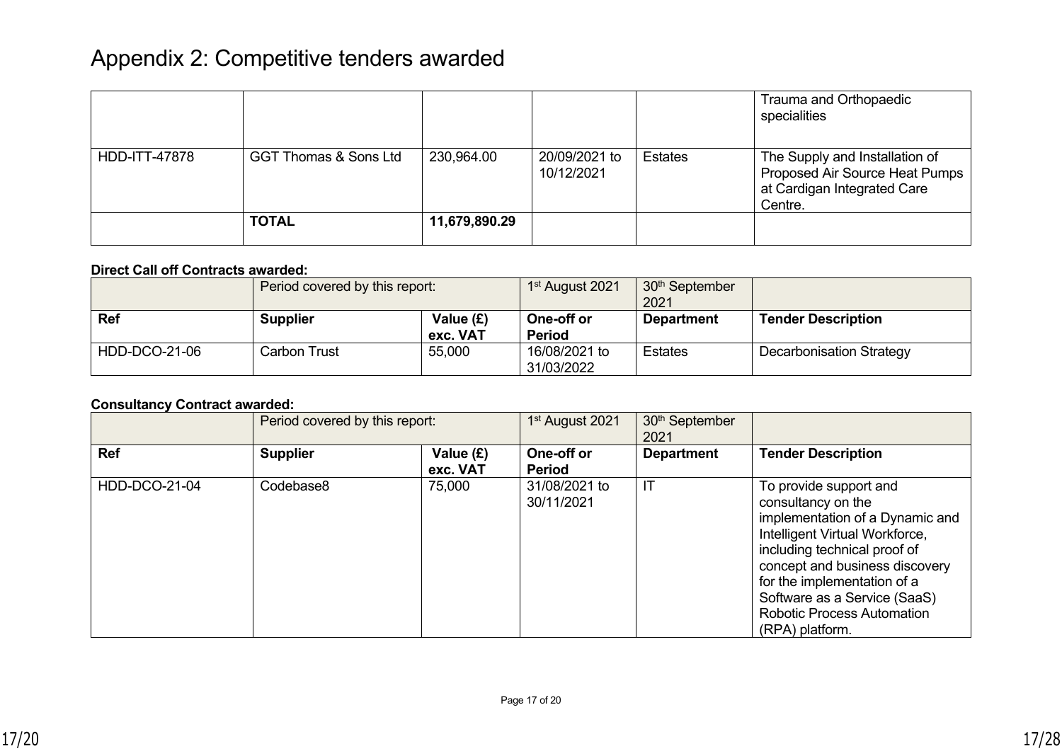# Appendix 2: Competitive tenders awarded

| | | | | | |
|---|---|---|---|---|---|
| | | | | | Trauma and Orthopaedic specialities |
| HDD-ITT-47878 | GGT Thomas & Sons Ltd | 230,964.00 | 20/09/2021 to 10/12/2021 | Estates | The Supply and Installation of Proposed Air Source Heat Pumps at Cardigan Integrated Care Centre. |
| | **TOTAL** | **11,679,890.29** | | | |

**Direct Call off Contracts awarded:**

| | Period covered by this report: | | 1st August 2021 | 30th September 2021 | |
|---|---|---|---|---|---|
| **Ref** | **Supplier** | **Value (£) exc. VAT** | **One-off or Period** | **Department** | **Tender Description** |
| HDD-DCO-21-06 | Carbon Trust | 55,000 | 16/08/2021 to 31/03/2022 | Estates | Decarbonisation Strategy |

**Consultancy Contract awarded:**

| | Period covered by this report: | | 1st August 2021 | 30th September 2021 | |
|---|---|---|---|---|---|
| **Ref** | **Supplier** | **Value (£) exc. VAT** | **One-off or Period** | **Department** | **Tender Description** |
| HDD-DCO-21-04 | Codebase8 | 75,000 | 31/08/2021 to 30/11/2021 | IT | To provide support and consultancy on the implementation of a Dynamic and Intelligent Virtual Workforce, including technical proof of concept and business discovery for the implementation of a Software as a Service (SaaS) Robotic Process Automation (RPA) platform. |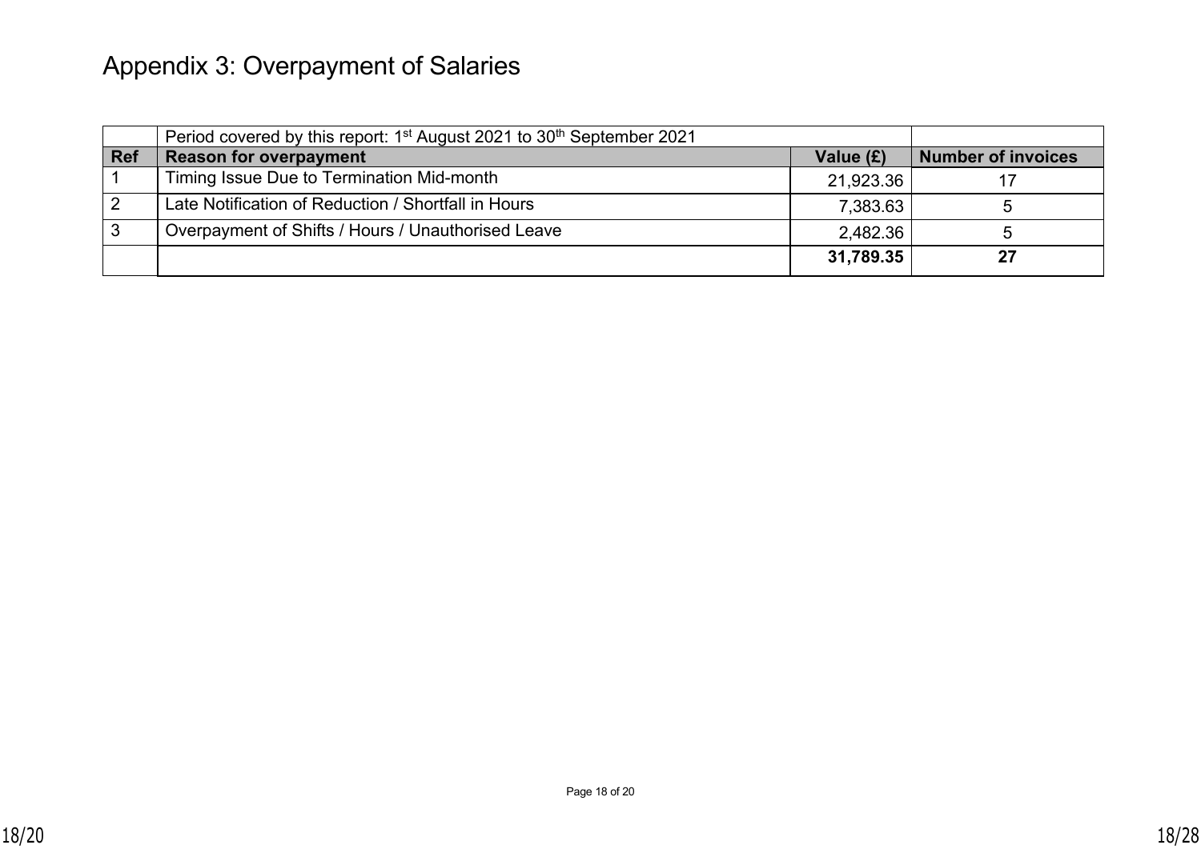# Appendix 3: Overpayment of Salaries

| | Period covered by this report: 1st August 2021 to 30th September 2021 | | |
|---|---|---|---|
| **Ref** | **Reason for overpayment** | **Value (£)** | **Number of invoices** |
| 1 | Timing Issue Due to Termination Mid-month | 21,923.36 | 17 |
| 2 | Late Notification of Reduction / Shortfall in Hours | 7,383.63 | 5 |
| 3 | Overpayment of Shifts / Hours / Unauthorised Leave | 2,482.36 | 5 |
| | | **31,789.35** | **27** |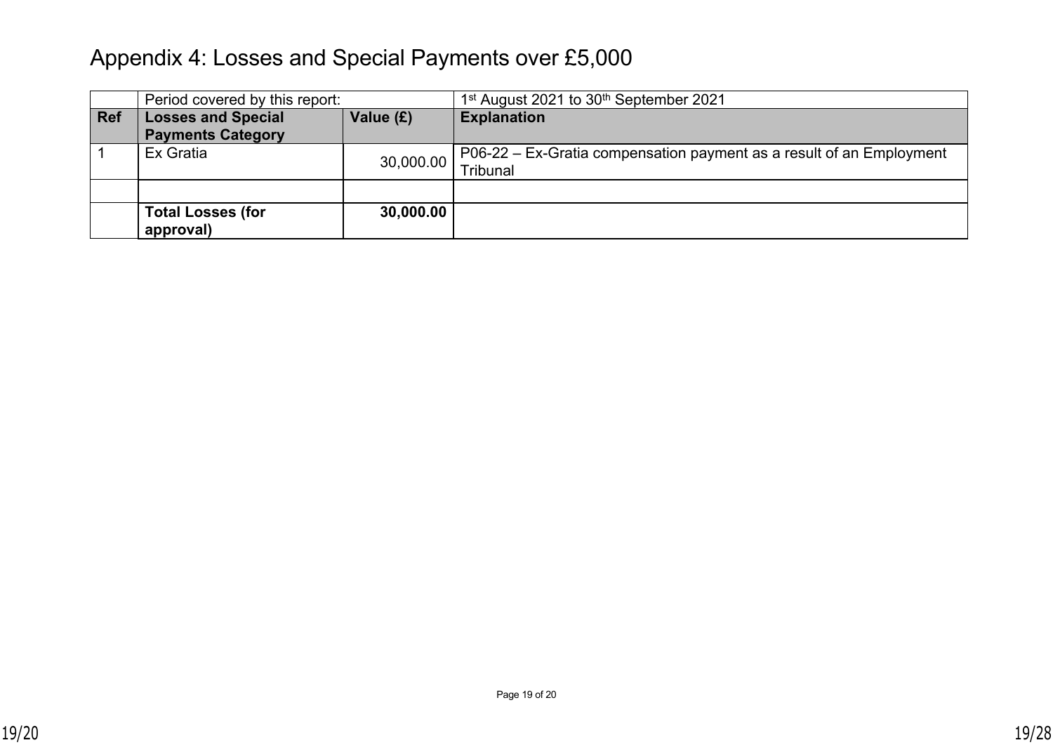# Appendix 4: Losses and Special Payments over £5,000

| | Period covered by this report: | | 1st August 2021 to 30th September 2021 |
|---|---|---|---|
| **Ref** | **Losses and Special Payments Category** | **Value (£)** | **Explanation** |
| 1 | Ex Gratia | 30,000.00 | P06-22 – Ex-Gratia compensation payment as a result of an Employment Tribunal |
| | | | |
| | **Total Losses (for approval)** | **30,000.00** | |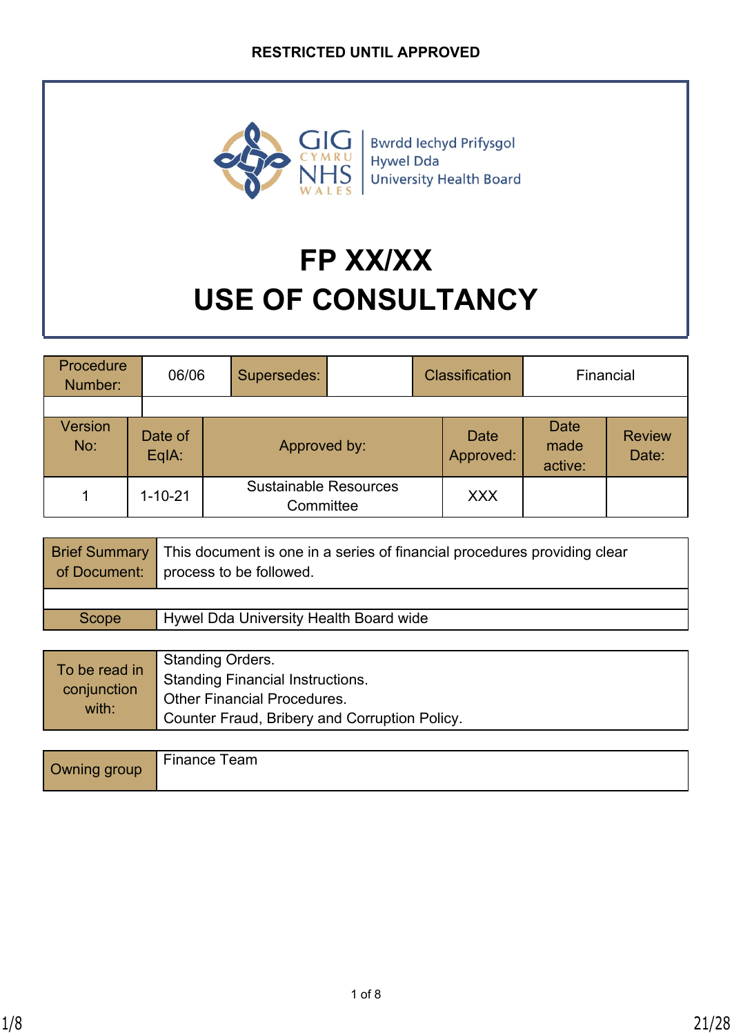**RESTRICTED UNTIL APPROVED**

GIG CYMRU NHS WALES | Bwrdd Iechyd Prifysgol Hywel Dda University Health Board

# FP XX/XX
# USE OF CONSULTANCY

| Procedure Number: | 06/06 | Supersedes: | | Classification | Financial |
|---|---|---|---|---|---|

| Version No: | Date of EqIA: | Approved by: | Date Approved: | Date made active: | Review Date: |
|---|---|---|---|---|---|
| 1 | 1-10-21 | Sustainable Resources Committee | XXX | | |

| | |
|---|---|
| Brief Summary of Document: | This document is one in a series of financial procedures providing clear process to be followed. |
| Scope | Hywel Dda University Health Board wide |

| | |
|---|---|
| To be read in conjunction with: | Standing Orders.<br>Standing Financial Instructions.<br>Other Financial Procedures.<br>Counter Fraud, Bribery and Corruption Policy. |

| | |
|---|---|
| Owning group | Finance Team |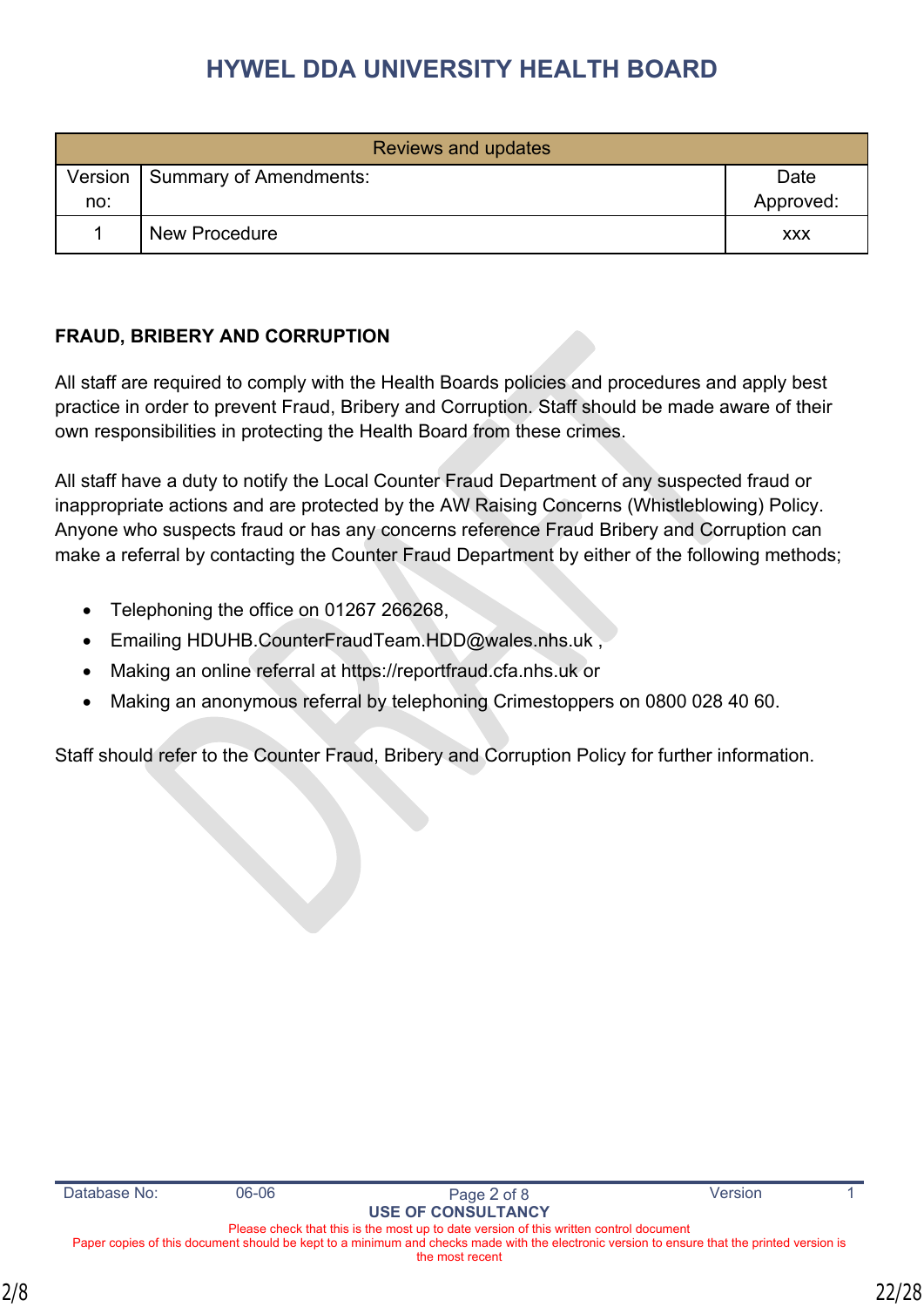# HYWEL DDA UNIVERSITY HEALTH BOARD

| Reviews and updates | | |
|---|---|---|
| Version no: | Summary of Amendments: | Date Approved: |
| 1 | New Procedure | xxx |

**FRAUD, BRIBERY AND CORRUPTION**

All staff are required to comply with the Health Boards policies and procedures and apply best practice in order to prevent Fraud, Bribery and Corruption. Staff should be made aware of their own responsibilities in protecting the Health Board from these crimes.

All staff have a duty to notify the Local Counter Fraud Department of any suspected fraud or inappropriate actions and are protected by the AW Raising Concerns (Whistleblowing) Policy. Anyone who suspects fraud or has any concerns reference Fraud Bribery and Corruption can make a referral by contacting the Counter Fraud Department by either of the following methods;

- Telephoning the office on 01267 266268,
- Emailing HDUHB.CounterFraudTeam.HDD@wales.nhs.uk ,
- Making an online referral at https://reportfraud.cfa.nhs.uk or
- Making an anonymous referral by telephoning Crimestoppers on 0800 028 40 60.

Staff should refer to the Counter Fraud, Bribery and Corruption Policy for further information.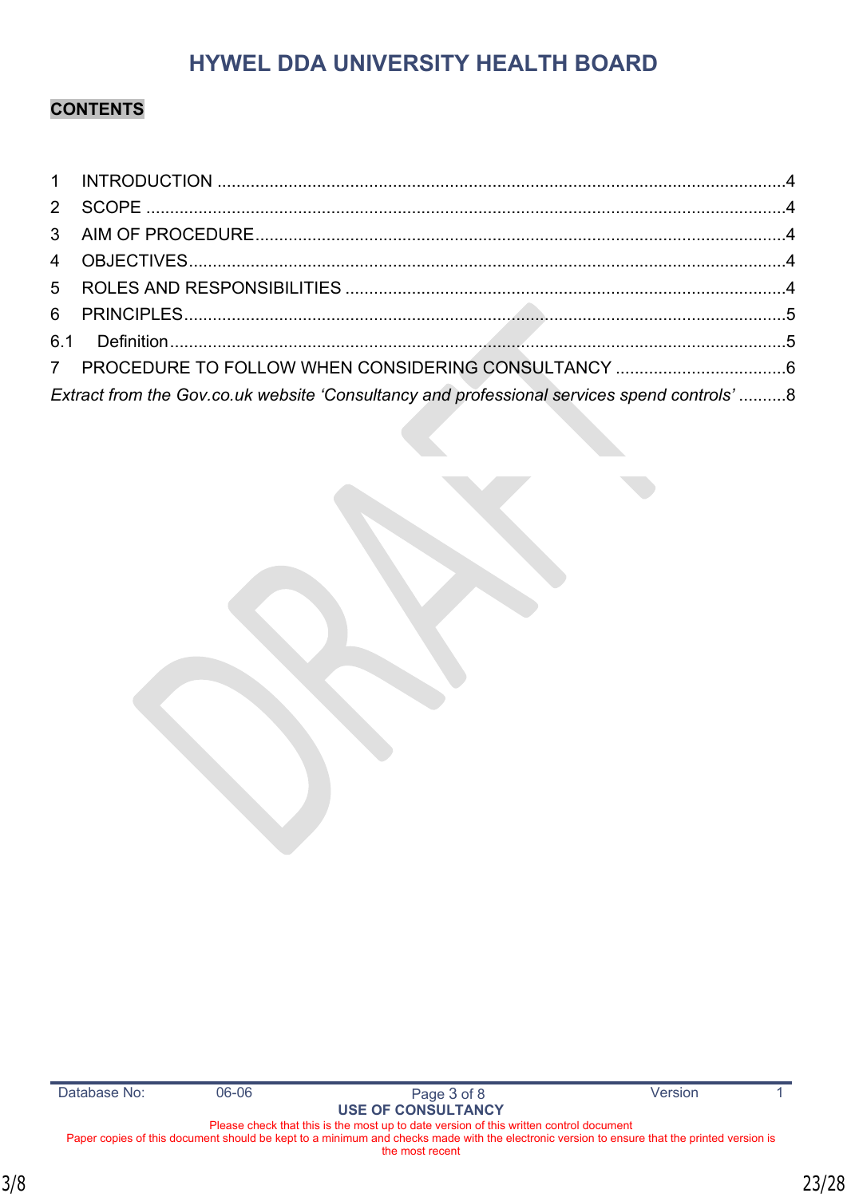**CONTENTS**

1 INTRODUCTION ....................................................................................................................4
2 SCOPE ...................................................................................................................................4
3 AIM OF PROCEDURE...........................................................................................................4
4 OBJECTIVES.........................................................................................................................4
5 ROLES AND RESPONSIBILITIES .........................................................................................4
6 PRINCIPLES...........................................................................................................................5
6.1 Definition ..............................................................................................................................5
7 PROCEDURE TO FOLLOW WHEN CONSIDERING CONSULTANCY ..................................6
*Extract from the Gov.co.uk website 'Consultancy and professional services spend controls'* ..........8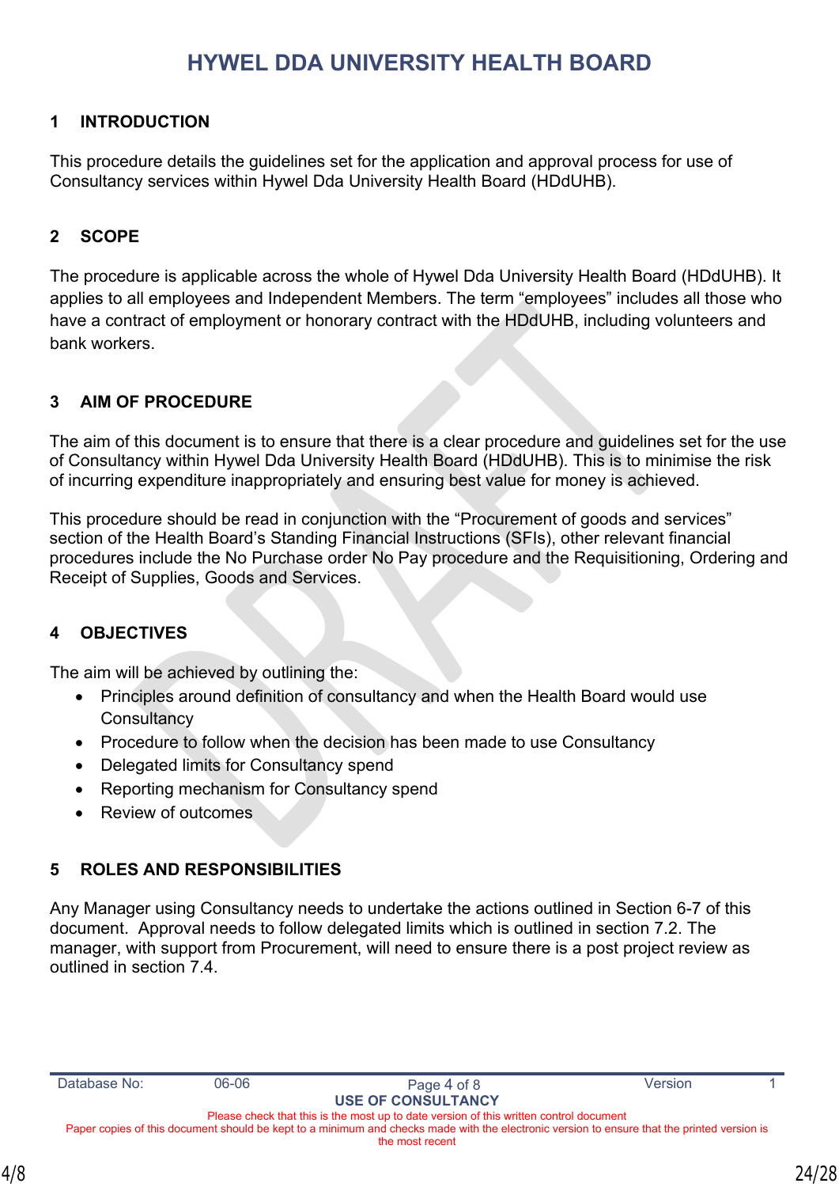# HYWEL DDA UNIVERSITY HEALTH BOARD

## 1 INTRODUCTION

This procedure details the guidelines set for the application and approval process for use of Consultancy services within Hywel Dda University Health Board (HDdUHB).

## 2 SCOPE

The procedure is applicable across the whole of Hywel Dda University Health Board (HDdUHB). It applies to all employees and Independent Members. The term “employees” includes all those who have a contract of employment or honorary contract with the HDdUHB, including volunteers and bank workers.

## 3 AIM OF PROCEDURE

The aim of this document is to ensure that there is a clear procedure and guidelines set for the use of Consultancy within Hywel Dda University Health Board (HDdUHB). This is to minimise the risk of incurring expenditure inappropriately and ensuring best value for money is achieved.

This procedure should be read in conjunction with the “Procurement of goods and services” section of the Health Board’s Standing Financial Instructions (SFIs), other relevant financial procedures include the No Purchase order No Pay procedure and the Requisitioning, Ordering and Receipt of Supplies, Goods and Services.

## 4 OBJECTIVES

The aim will be achieved by outlining the:

- Principles around definition of consultancy and when the Health Board would use Consultancy
- Procedure to follow when the decision has been made to use Consultancy
- Delegated limits for Consultancy spend
- Reporting mechanism for Consultancy spend
- Review of outcomes

## 5 ROLES AND RESPONSIBILITIES

Any Manager using Consultancy needs to undertake the actions outlined in Section 6-7 of this document. Approval needs to follow delegated limits which is outlined in section 7.2. The manager, with support from Procurement, will need to ensure there is a post project review as outlined in section 7.4.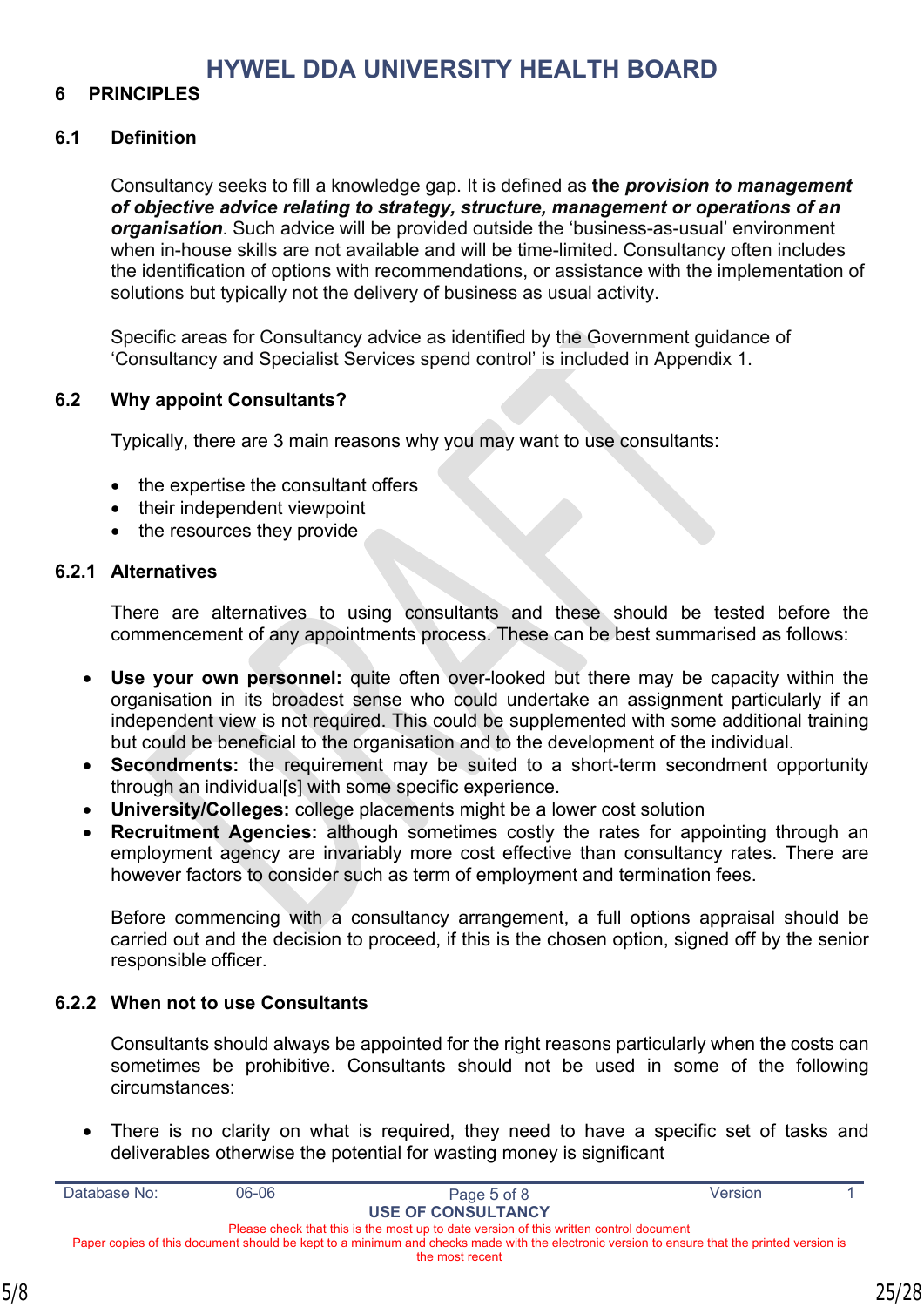## 6 PRINCIPLES

### 6.1 Definition

Consultancy seeks to fill a knowledge gap. It is defined as **the *provision to management of objective advice relating to strategy, structure, management or operations of an organisation***. Such advice will be provided outside the 'business-as-usual' environment when in-house skills are not available and will be time-limited. Consultancy often includes the identification of options with recommendations, or assistance with the implementation of solutions but typically not the delivery of business as usual activity.

Specific areas for Consultancy advice as identified by the Government guidance of 'Consultancy and Specialist Services spend control' is included in Appendix 1.

### 6.2 Why appoint Consultants?

Typically, there are 3 main reasons why you may want to use consultants:

- the expertise the consultant offers
- their independent viewpoint
- the resources they provide

#### 6.2.1 Alternatives

There are alternatives to using consultants and these should be tested before the commencement of any appointments process. These can be best summarised as follows:

- **Use your own personnel:** quite often over-looked but there may be capacity within the organisation in its broadest sense who could undertake an assignment particularly if an independent view is not required. This could be supplemented with some additional training but could be beneficial to the organisation and to the development of the individual.
- **Secondments:** the requirement may be suited to a short-term secondment opportunity through an individual[s] with some specific experience.
- **University/Colleges:** college placements might be a lower cost solution
- **Recruitment Agencies:** although sometimes costly the rates for appointing through an employment agency are invariably more cost effective than consultancy rates. There are however factors to consider such as term of employment and termination fees.

Before commencing with a consultancy arrangement, a full options appraisal should be carried out and the decision to proceed, if this is the chosen option, signed off by the senior responsible officer.

#### 6.2.2 When not to use Consultants

Consultants should always be appointed for the right reasons particularly when the costs can sometimes be prohibitive. Consultants should not be used in some of the following circumstances:

- There is no clarity on what is required, they need to have a specific set of tasks and deliverables otherwise the potential for wasting money is significant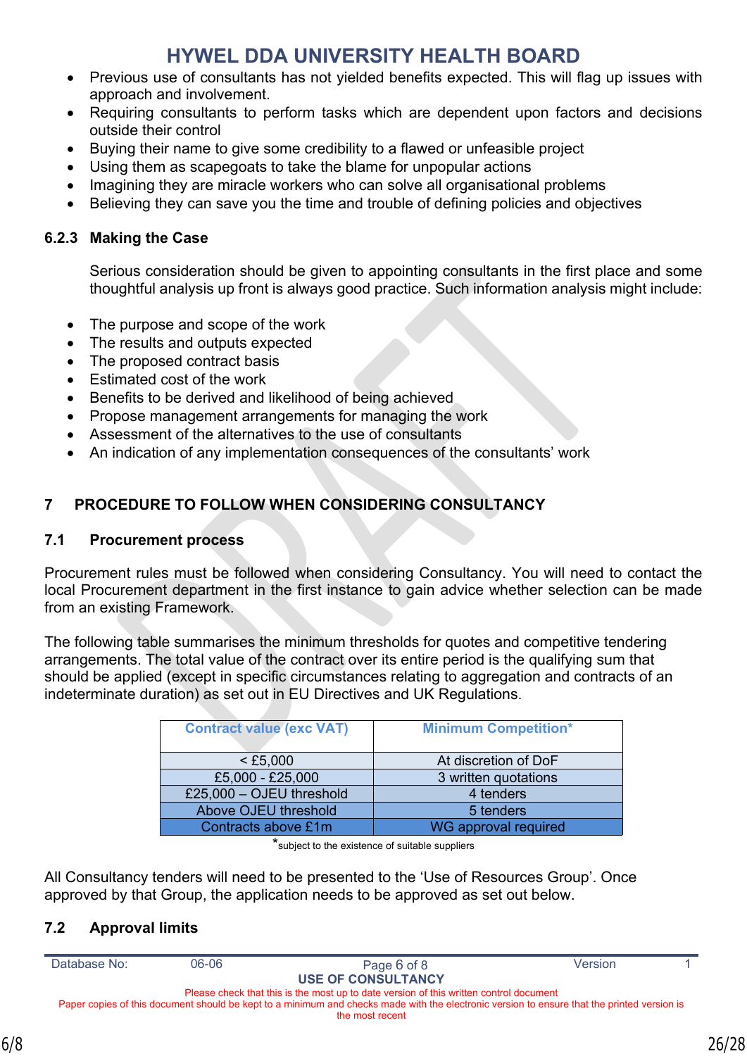- Previous use of consultants has not yielded benefits expected. This will flag up issues with approach and involvement.
- Requiring consultants to perform tasks which are dependent upon factors and decisions outside their control
- Buying their name to give some credibility to a flawed or unfeasible project
- Using them as scapegoats to take the blame for unpopular actions
- Imagining they are miracle workers who can solve all organisational problems
- Believing they can save you the time and trouble of defining policies and objectives

### 6.2.3 Making the Case

Serious consideration should be given to appointing consultants in the first place and some thoughtful analysis up front is always good practice. Such information analysis might include:

- The purpose and scope of the work
- The results and outputs expected
- The proposed contract basis
- Estimated cost of the work
- Benefits to be derived and likelihood of being achieved
- Propose management arrangements for managing the work
- Assessment of the alternatives to the use of consultants
- An indication of any implementation consequences of the consultants' work

## 7 PROCEDURE TO FOLLOW WHEN CONSIDERING CONSULTANCY

### 7.1 Procurement process

Procurement rules must be followed when considering Consultancy. You will need to contact the local Procurement department in the first instance to gain advice whether selection can be made from an existing Framework.

The following table summarises the minimum thresholds for quotes and competitive tendering arrangements. The total value of the contract over its entire period is the qualifying sum that should be applied (except in specific circumstances relating to aggregation and contracts of an indeterminate duration) as set out in EU Directives and UK Regulations.

| Contract value (exc VAT) | Minimum Competition* |
|---|---|
| < £5,000 | At discretion of DoF |
| £5,000 - £25,000 | 3 written quotations |
| £25,000 – OJEU threshold | 4 tenders |
| Above OJEU threshold | 5 tenders |
| Contracts above £1m | WG approval required |

*subject to the existence of suitable suppliers

All Consultancy tenders will need to be presented to the 'Use of Resources Group'. Once approved by that Group, the application needs to be approved as set out below.

### 7.2 Approval limits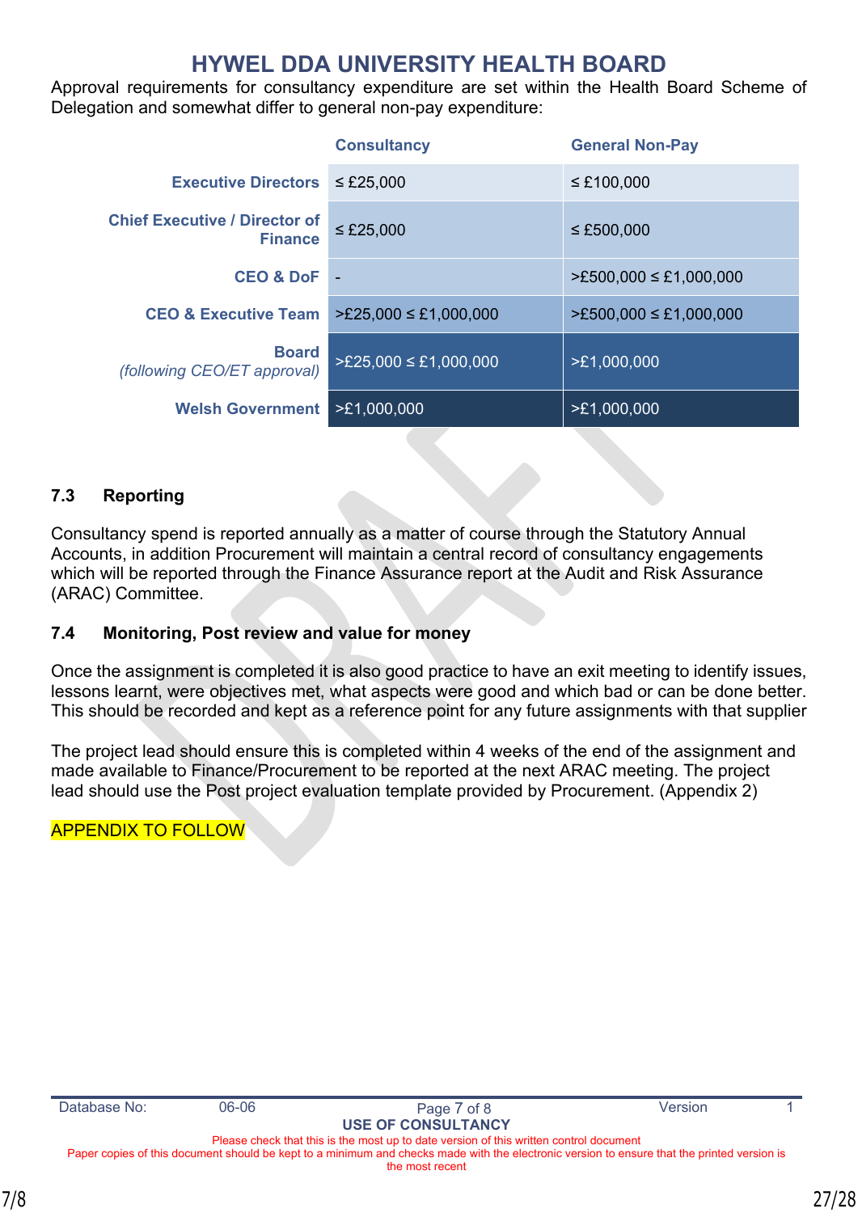# HYWEL DDA UNIVERSITY HEALTH BOARD

Approval requirements for consultancy expenditure are set within the Health Board Scheme of Delegation and somewhat differ to general non-pay expenditure:

| | Consultancy | General Non-Pay |
|---|---|---|
| **Executive Directors** | ≤ £25,000 | ≤ £100,000 |
| **Chief Executive / Director of Finance** | ≤ £25,000 | ≤ £500,000 |
| **CEO & DoF** | - | >£500,000 ≤ £1,000,000 |
| **CEO & Executive Team** | >£25,000 ≤ £1,000,000 | >£500,000 ≤ £1,000,000 |
| **Board** *(following CEO/ET approval)* | >£25,000 ≤ £1,000,000 | >£1,000,000 |
| **Welsh Government** | >£1,000,000 | >£1,000,000 |

### 7.3 Reporting

Consultancy spend is reported annually as a matter of course through the Statutory Annual Accounts, in addition Procurement will maintain a central record of consultancy engagements which will be reported through the Finance Assurance report at the Audit and Risk Assurance (ARAC) Committee.

### 7.4 Monitoring, Post review and value for money

Once the assignment is completed it is also good practice to have an exit meeting to identify issues, lessons learnt, were objectives met, what aspects were good and which bad or can be done better. This should be recorded and kept as a reference point for any future assignments with that supplier

The project lead should ensure this is completed within 4 weeks of the end of the assignment and made available to Finance/Procurement to be reported at the next ARAC meeting. The project lead should use the Post project evaluation template provided by Procurement. (Appendix 2)

APPENDIX TO FOLLOW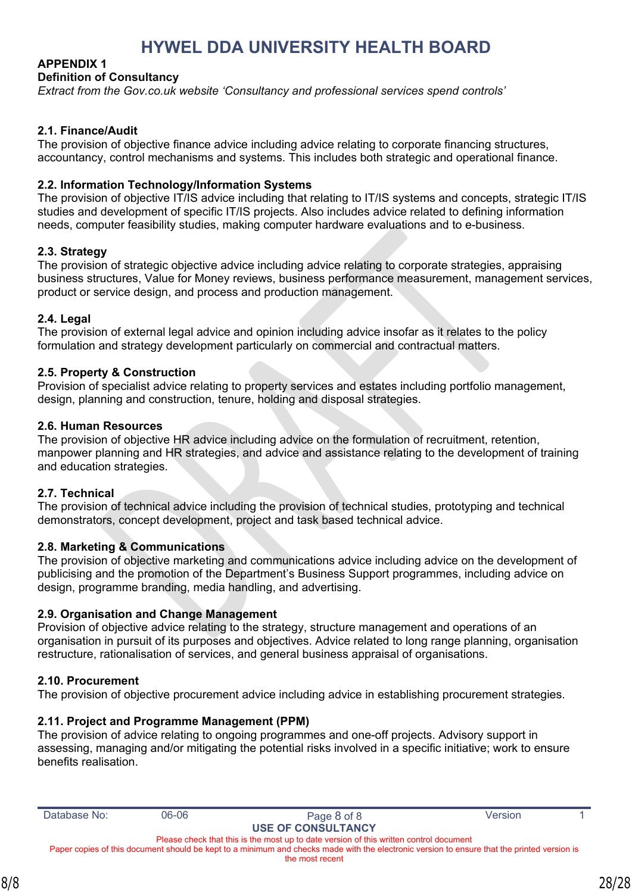# HYWEL DDA UNIVERSITY HEALTH BOARD

**APPENDIX 1**
**Definition of Consultancy**
*Extract from the Gov.co.uk website 'Consultancy and professional services spend controls'*

**2.1. Finance/Audit**
The provision of objective finance advice including advice relating to corporate financing structures, accountancy, control mechanisms and systems. This includes both strategic and operational finance.

**2.2. Information Technology/Information Systems**
The provision of objective IT/IS advice including that relating to IT/IS systems and concepts, strategic IT/IS studies and development of specific IT/IS projects. Also includes advice related to defining information needs, computer feasibility studies, making computer hardware evaluations and to e-business.

**2.3. Strategy**
The provision of strategic objective advice including advice relating to corporate strategies, appraising business structures, Value for Money reviews, business performance measurement, management services, product or service design, and process and production management.

**2.4. Legal**
The provision of external legal advice and opinion including advice insofar as it relates to the policy formulation and strategy development particularly on commercial and contractual matters.

**2.5. Property & Construction**
Provision of specialist advice relating to property services and estates including portfolio management, design, planning and construction, tenure, holding and disposal strategies.

**2.6. Human Resources**
The provision of objective HR advice including advice on the formulation of recruitment, retention, manpower planning and HR strategies, and advice and assistance relating to the development of training and education strategies.

**2.7. Technical**
The provision of technical advice including the provision of technical studies, prototyping and technical demonstrators, concept development, project and task based technical advice.

**2.8. Marketing & Communications**
The provision of objective marketing and communications advice including advice on the development of publicising and the promotion of the Department's Business Support programmes, including advice on design, programme branding, media handling, and advertising.

**2.9. Organisation and Change Management**
Provision of objective advice relating to the strategy, structure management and operations of an organisation in pursuit of its purposes and objectives. Advice related to long range planning, organisation restructure, rationalisation of services, and general business appraisal of organisations.

**2.10. Procurement**
The provision of objective procurement advice including advice in establishing procurement strategies.

**2.11. Project and Programme Management (PPM)**
The provision of advice relating to ongoing programmes and one-off projects. Advisory support in assessing, managing and/or mitigating the potential risks involved in a specific initiative; work to ensure benefits realisation.